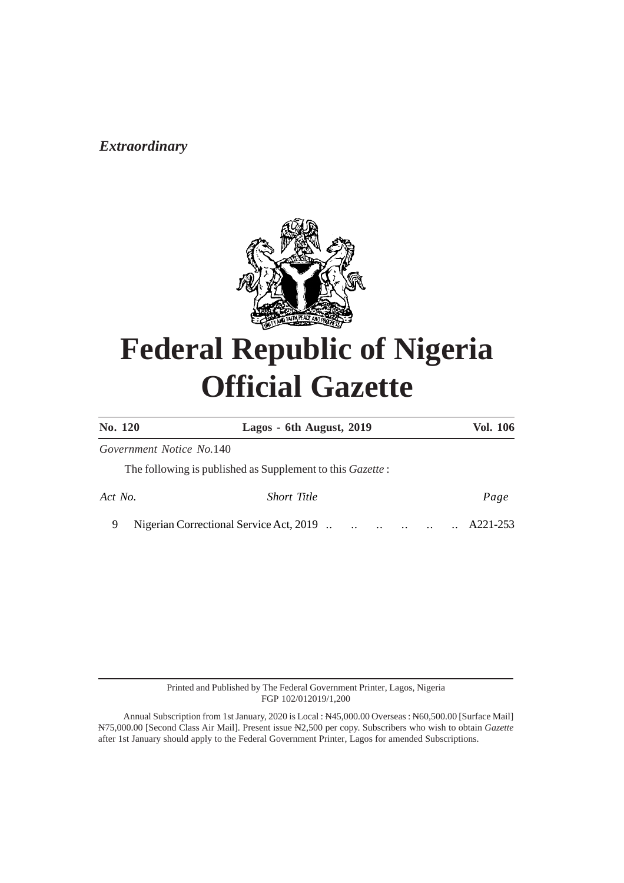*Extraordinary*

# Federal Republic of Nigeria
# Official Gazette

| **No. 120** | **Lagos - 6th August, 2019** | **Vol. 106** |
|---|---|---|

*Government Notice No.*140

The following is published as Supplement to this *Gazette* :

| *Act No.* | *Short Title* | *Page* |
|---|---|---|
| 9 | Nigerian Correctional Service Act, 2019 .. .. .. .. .. .. | A221-253 |

Printed and Published by The Federal Government Printer, Lagos, Nigeria
FGP 102/012019/1,200

Annual Subscription from 1st January, 2020 is Local : ₦45,000.00 Overseas : ₦60,500.00 [Surface Mail] ₦75,000.00 [Second Class Air Mail]. Present issue ₦2,500 per copy. Subscribers who wish to obtain *Gazette* after 1st January should apply to the Federal Government Printer, Lagos for amended Subscriptions.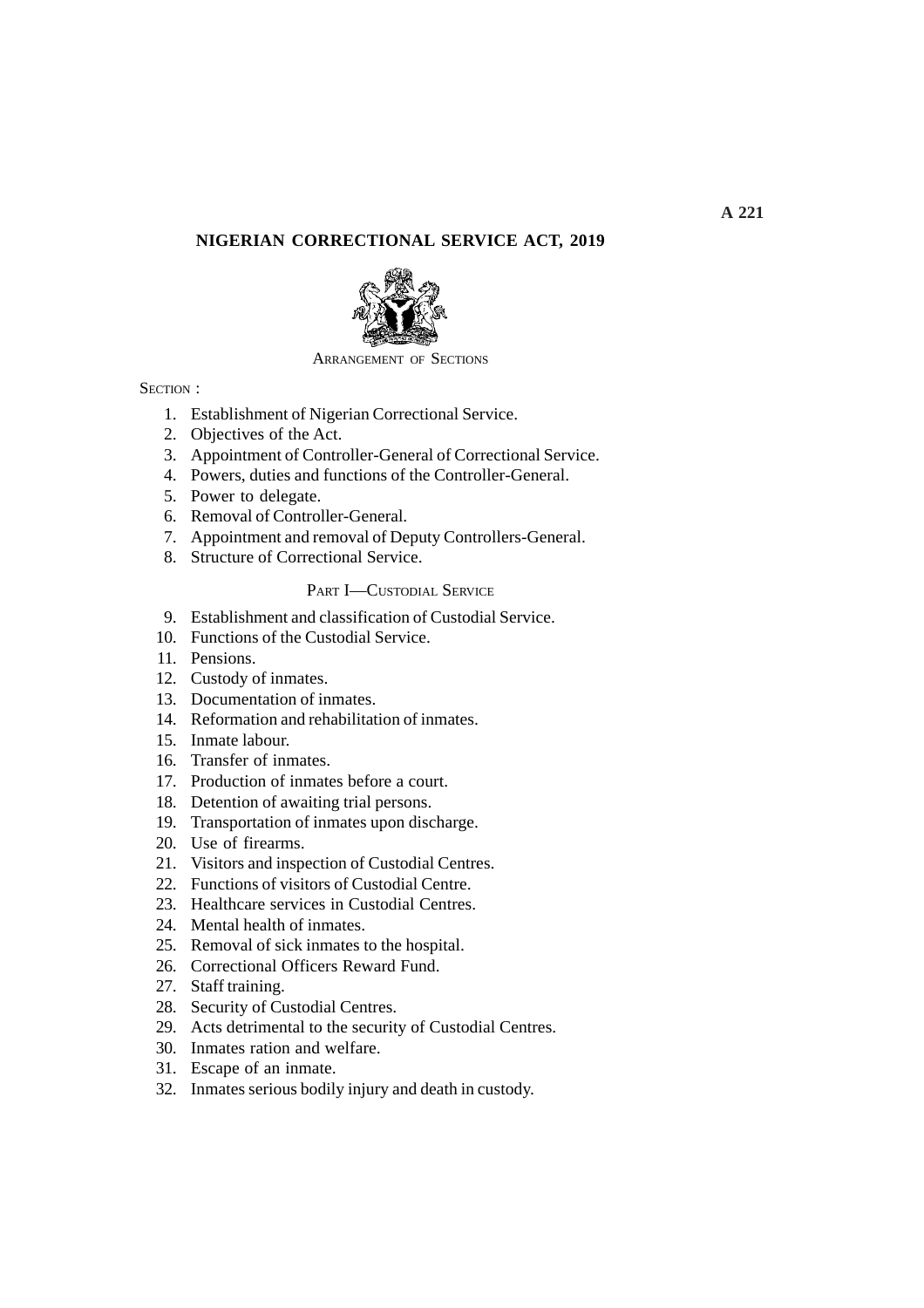# NIGERIAN CORRECTIONAL SERVICE ACT, 2019

ARRANGEMENT OF SECTIONS

SECTION :

1. Establishment of Nigerian Correctional Service.
2. Objectives of the Act.
3. Appointment of Controller-General of Correctional Service.
4. Powers, duties and functions of the Controller-General.
5. Power to delegate.
6. Removal of Controller-General.
7. Appointment and removal of Deputy Controllers-General.
8. Structure of Correctional Service.

## PART I—CUSTODIAL SERVICE

9. Establishment and classification of Custodial Service.
10. Functions of the Custodial Service.
11. Pensions.
12. Custody of inmates.
13. Documentation of inmates.
14. Reformation and rehabilitation of inmates.
15. Inmate labour.
16. Transfer of inmates.
17. Production of inmates before a court.
18. Detention of awaiting trial persons.
19. Transportation of inmates upon discharge.
20. Use of firearms.
21. Visitors and inspection of Custodial Centres.
22. Functions of visitors of Custodial Centre.
23. Healthcare services in Custodial Centres.
24. Mental health of inmates.
25. Removal of sick inmates to the hospital.
26. Correctional Officers Reward Fund.
27. Staff training.
28. Security of Custodial Centres.
29. Acts detrimental to the security of Custodial Centres.
30. Inmates ration and welfare.
31. Escape of an inmate.
32. Inmates serious bodily injury and death in custody.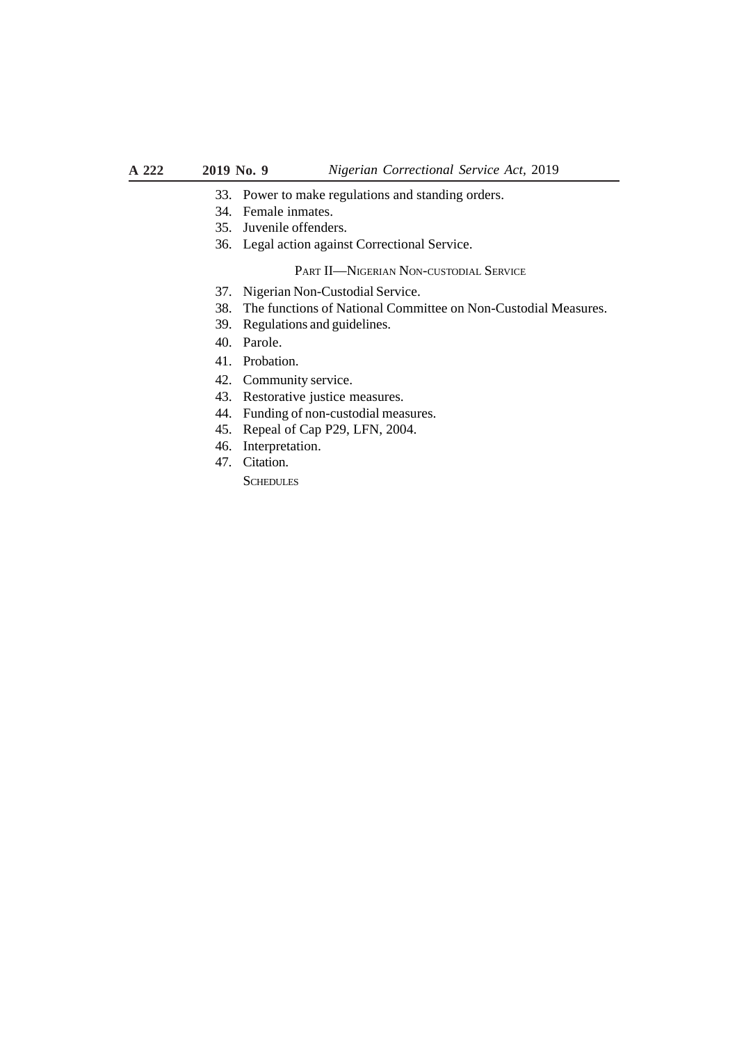33. Power to make regulations and standing orders.
34. Female inmates.
35. Juvenile offenders.
36. Legal action against Correctional Service.

PART II—NIGERIAN NON-CUSTODIAL SERVICE

37. Nigerian Non-Custodial Service.
38. The functions of National Committee on Non-Custodial Measures.
39. Regulations and guidelines.
40. Parole.
41. Probation.
42. Community service.
43. Restorative justice measures.
44. Funding of non-custodial measures.
45. Repeal of Cap P29, LFN, 2004.
46. Interpretation.
47. Citation.

SCHEDULES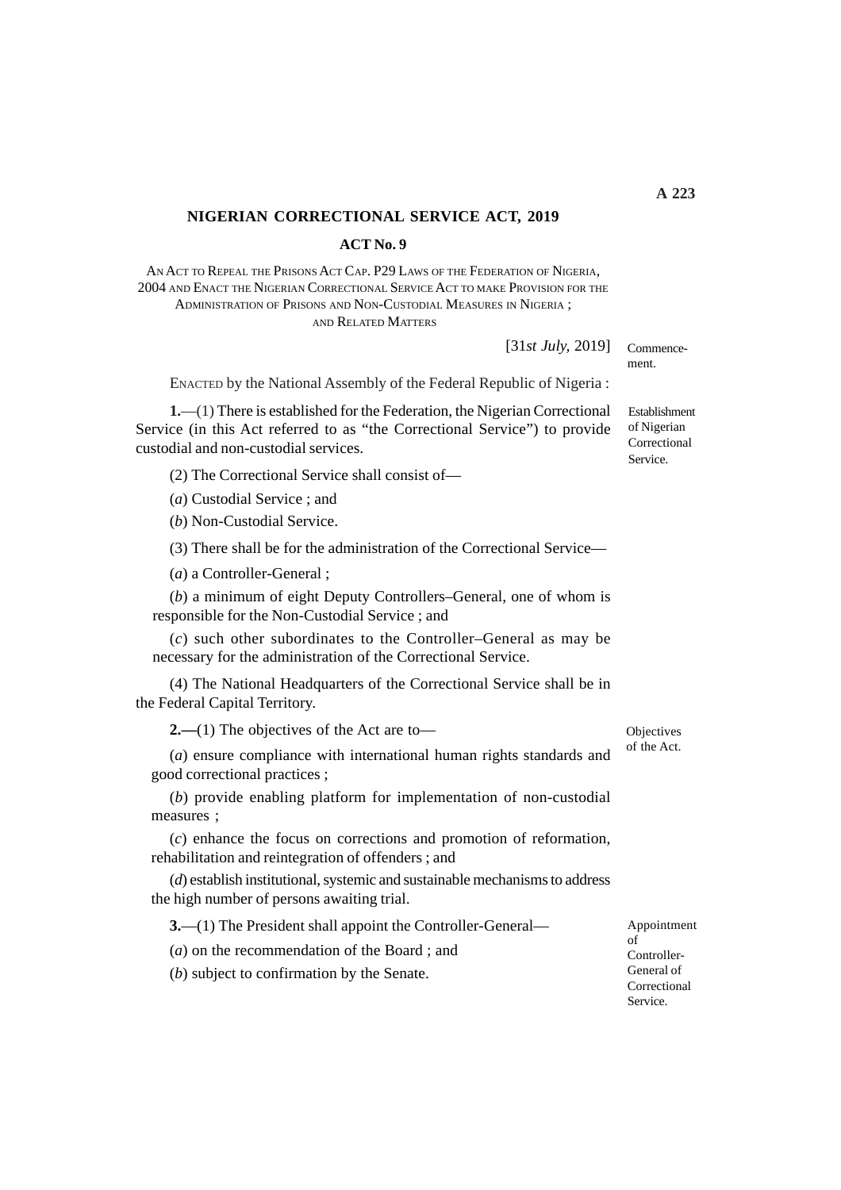# NIGERIAN CORRECTIONAL SERVICE ACT, 2019

## ACT No. 9

AN ACT TO REPEAL THE PRISONS ACT CAP. P29 LAWS OF THE FEDERATION OF NIGERIA, 2004 AND ENACT THE NIGERIAN CORRECTIONAL SERVICE ACT TO MAKE PROVISION FOR THE ADMINISTRATION OF PRISONS AND NON-CUSTODIAL MEASURES IN NIGERIA ; AND RELATED MATTERS

[31*st July,* 2019] Commencement.

ENACTED by the National Assembly of the Federal Republic of Nigeria :

*Establishment of Nigerian Correctional Service.*

**1.**—(1) There is established for the Federation, the Nigerian Correctional Service (in this Act referred to as "the Correctional Service") to provide custodial and non-custodial services.

(2) The Correctional Service shall consist of—

(*a*) Custodial Service ; and

(*b*) Non-Custodial Service.

(3) There shall be for the administration of the Correctional Service—

(*a*) a Controller-General ;

(*b*) a minimum of eight Deputy Controllers–General, one of whom is responsible for the Non-Custodial Service ; and

(*c*) such other subordinates to the Controller–General as may be necessary for the administration of the Correctional Service.

(4) The National Headquarters of the Correctional Service shall be in the Federal Capital Territory.

*Objectives of the Act.*

**2.—**(1) The objectives of the Act are to—

(*a*) ensure compliance with international human rights standards and good correctional practices ;

(*b*) provide enabling platform for implementation of non-custodial measures ;

(*c*) enhance the focus on corrections and promotion of reformation, rehabilitation and reintegration of offenders ; and

(*d*) establish institutional, systemic and sustainable mechanisms to address the high number of persons awaiting trial.

*Appointment of Controller-General of Correctional Service.*

**3.**—(1) The President shall appoint the Controller-General—

(*a*) on the recommendation of the Board ; and

(*b*) subject to confirmation by the Senate.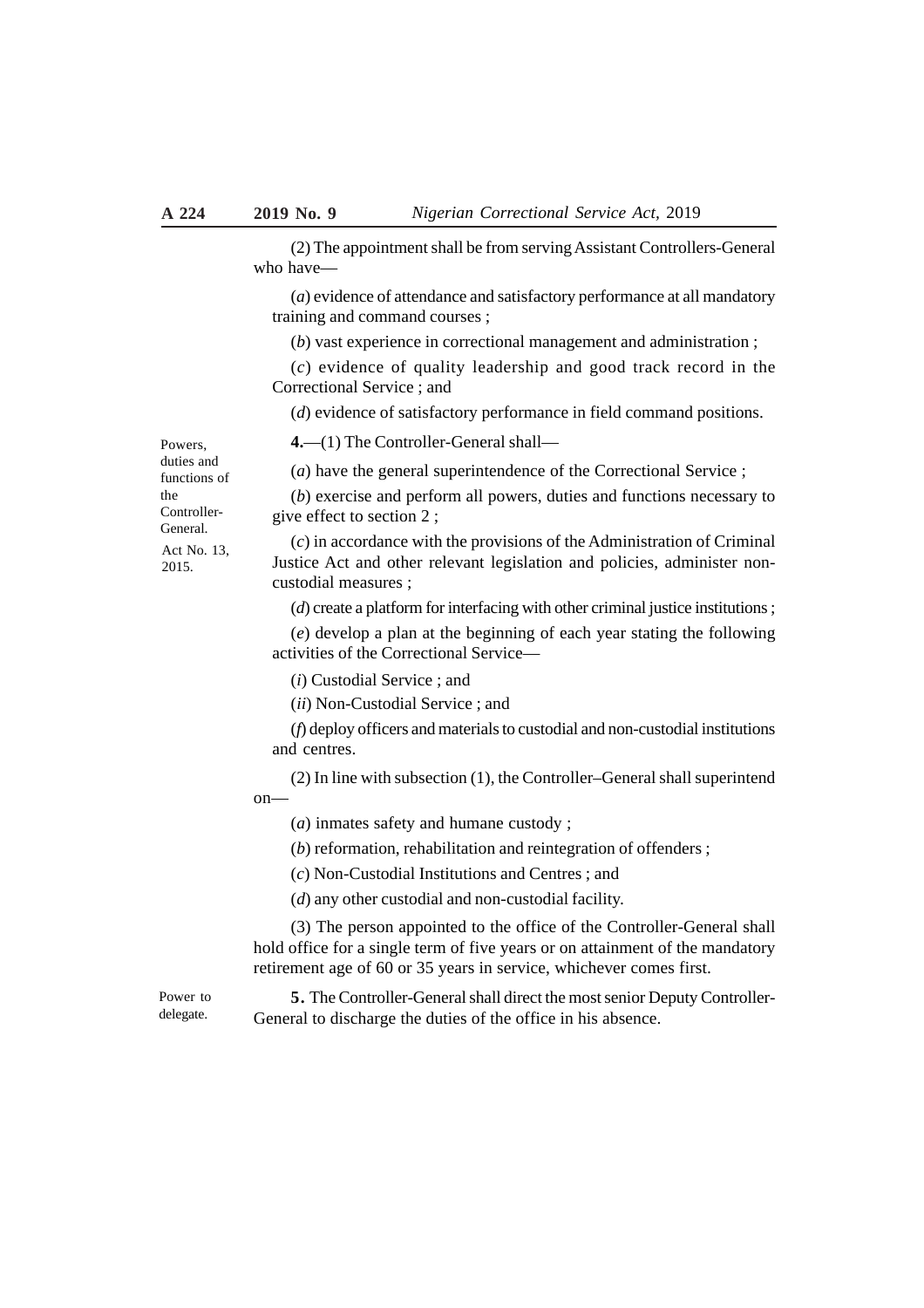(2) The appointment shall be from serving Assistant Controllers-General who have—

(*a*) evidence of attendance and satisfactory performance at all mandatory training and command courses ;

(*b*) vast experience in correctional management and administration ;

(*c*) evidence of quality leadership and good track record in the Correctional Service ; and

(*d*) evidence of satisfactory performance in field command positions.

*Powers, duties and functions of the Controller-General.*

**4.**—(1) The Controller-General shall—

(*a*) have the general superintendence of the Correctional Service ;

(*b*) exercise and perform all powers, duties and functions necessary to give effect to section 2 ;

*Act No. 13, 2015.*

(*c*) in accordance with the provisions of the Administration of Criminal Justice Act and other relevant legislation and policies, administer non-custodial measures ;

(*d*) create a platform for interfacing with other criminal justice institutions ;

(*e*) develop a plan at the beginning of each year stating the following activities of the Correctional Service—

(*i*) Custodial Service ; and

(*ii*) Non-Custodial Service ; and

(*f*) deploy officers and materials to custodial and non-custodial institutions and centres.

(2) In line with subsection (1), the Controller–General shall superintend on—

(*a*) inmates safety and humane custody ;

(*b*) reformation, rehabilitation and reintegration of offenders ;

(*c*) Non-Custodial Institutions and Centres ; and

(*d*) any other custodial and non-custodial facility.

(3) The person appointed to the office of the Controller-General shall hold office for a single term of five years or on attainment of the mandatory retirement age of 60 or 35 years in service, whichever comes first.

*Power to delegate.*

**5.** The Controller-General shall direct the most senior Deputy Controller-General to discharge the duties of the office in his absence.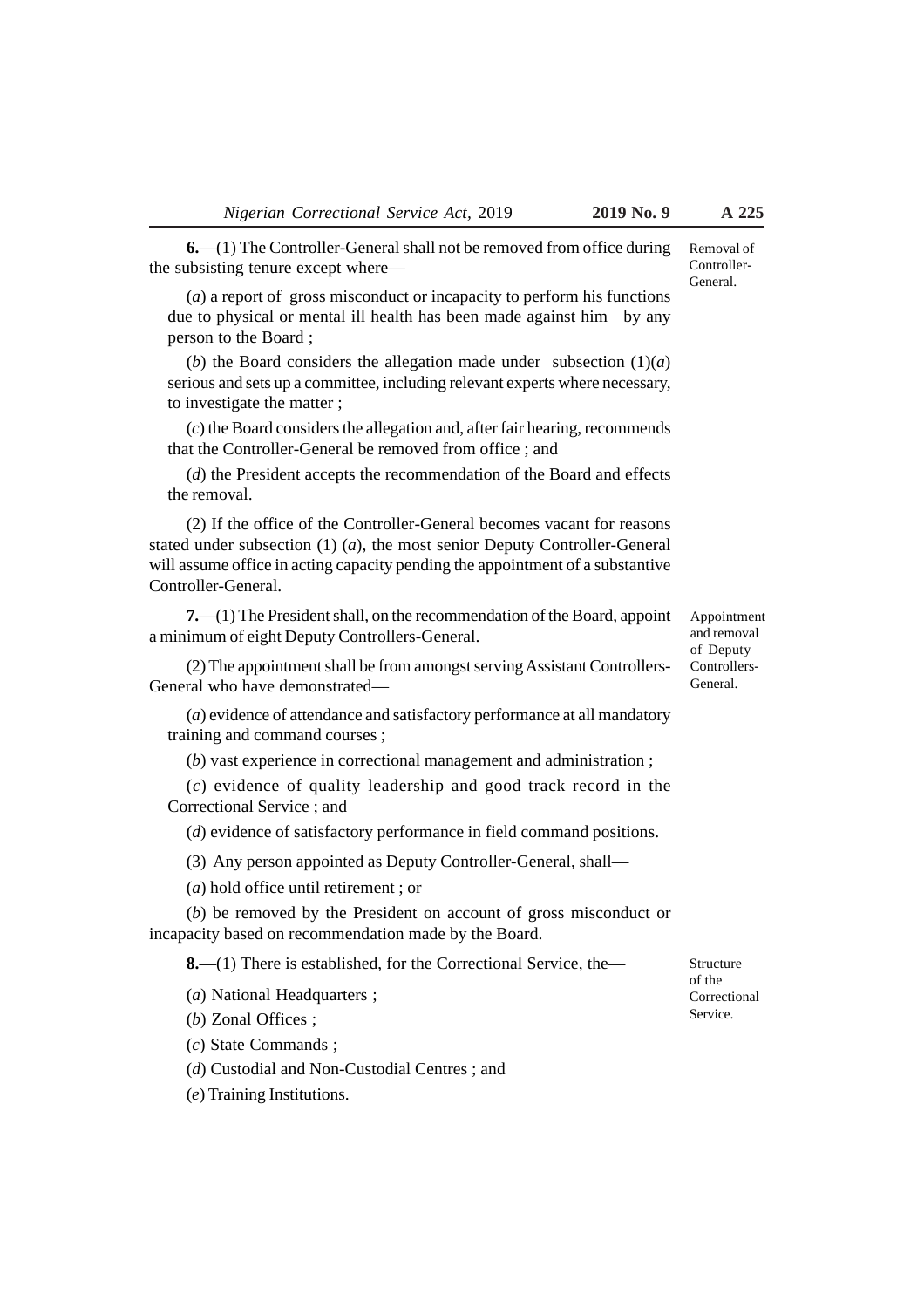**6.**—(1) The Controller-General shall not be removed from office during the subsisting tenure except where—

Removal of Controller-General.

(*a*) a report of gross misconduct or incapacity to perform his functions due to physical or mental ill health has been made against him by any person to the Board ;

(*b*) the Board considers the allegation made under subsection (1)(*a*) serious and sets up a committee, including relevant experts where necessary, to investigate the matter ;

(*c*) the Board considers the allegation and, after fair hearing, recommends that the Controller-General be removed from office ; and

(*d*) the President accepts the recommendation of the Board and effects the removal.

(2) If the office of the Controller-General becomes vacant for reasons stated under subsection (1) (*a*), the most senior Deputy Controller-General will assume office in acting capacity pending the appointment of a substantive Controller-General.

**7.**—(1) The President shall, on the recommendation of the Board, appoint a minimum of eight Deputy Controllers-General.

Appointment and removal of Deputy Controllers-General.

(2) The appointment shall be from amongst serving Assistant Controllers-General who have demonstrated—

(*a*) evidence of attendance and satisfactory performance at all mandatory training and command courses ;

(*b*) vast experience in correctional management and administration ;

(*c*) evidence of quality leadership and good track record in the Correctional Service ; and

(*d*) evidence of satisfactory performance in field command positions.

(3) Any person appointed as Deputy Controller-General, shall—

(*a*) hold office until retirement ; or

(*b*) be removed by the President on account of gross misconduct or incapacity based on recommendation made by the Board.

**8.**—(1) There is established, for the Correctional Service, the—

Structure of the Correctional Service.

(*a*) National Headquarters ;

(*b*) Zonal Offices ;

(*c*) State Commands ;

(*d*) Custodial and Non-Custodial Centres ; and

(*e*) Training Institutions.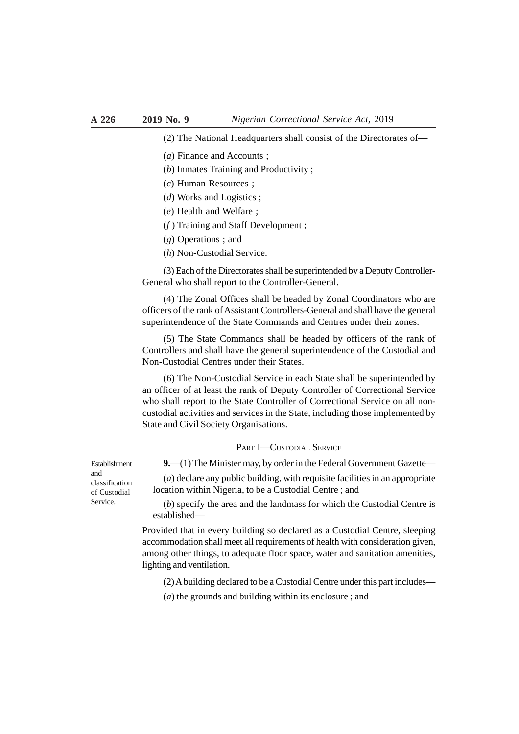(2) The National Headquarters shall consist of the Directorates of—

(*a*) Finance and Accounts ;

(*b*) Inmates Training and Productivity ;

(*c*) Human Resources ;

(*d*) Works and Logistics ;

(*e*) Health and Welfare ;

(*f* ) Training and Staff Development ;

(*g*) Operations ; and

(*h*) Non-Custodial Service.

(3) Each of the Directorates shall be superintended by a Deputy Controller-General who shall report to the Controller-General.

(4) The Zonal Offices shall be headed by Zonal Coordinators who are officers of the rank of Assistant Controllers-General and shall have the general superintendence of the State Commands and Centres under their zones.

(5) The State Commands shall be headed by officers of the rank of Controllers and shall have the general superintendence of the Custodial and Non-Custodial Centres under their States.

(6) The Non-Custodial Service in each State shall be superintended by an officer of at least the rank of Deputy Controller of Correctional Service who shall report to the State Controller of Correctional Service on all non-custodial activities and services in the State, including those implemented by State and Civil Society Organisations.

## PART I—CUSTODIAL SERVICE

*Establishment and classification of Custodial Service.*

**9.**—(1) The Minister may, by order in the Federal Government Gazette—

(*a*) declare any public building, with requisite facilities in an appropriate location within Nigeria, to be a Custodial Centre ; and

(*b*) specify the area and the landmass for which the Custodial Centre is established—

Provided that in every building so declared as a Custodial Centre, sleeping accommodation shall meet all requirements of health with consideration given, among other things, to adequate floor space, water and sanitation amenities, lighting and ventilation.

(2) A building declared to be a Custodial Centre under this part includes—

(*a*) the grounds and building within its enclosure ; and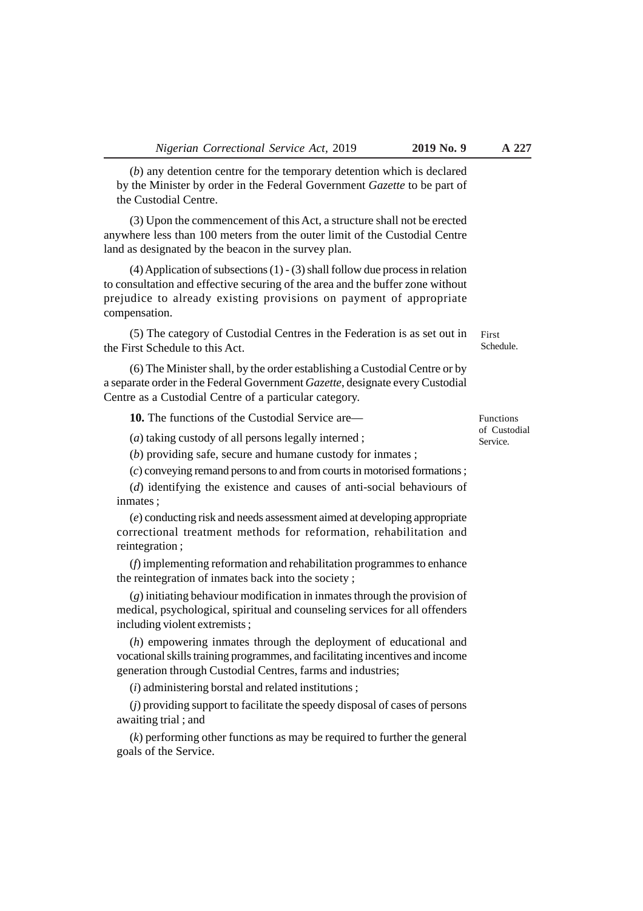(*b*) any detention centre for the temporary detention which is declared by the Minister by order in the Federal Government *Gazette* to be part of the Custodial Centre.

(3) Upon the commencement of this Act, a structure shall not be erected anywhere less than 100 meters from the outer limit of the Custodial Centre land as designated by the beacon in the survey plan.

(4) Application of subsections (1) - (3) shall follow due process in relation to consultation and effective securing of the area and the buffer zone without prejudice to already existing provisions on payment of appropriate compensation.

(5) The category of Custodial Centres in the Federation is as set out in the First Schedule to this Act.

First Schedule.

(6) The Minister shall, by the order establishing a Custodial Centre or by a separate order in the Federal Government *Gazette*, designate every Custodial Centre as a Custodial Centre of a particular category.

Functions of Custodial Service.

**10.** The functions of the Custodial Service are—

(*a*) taking custody of all persons legally interned ;

(*b*) providing safe, secure and humane custody for inmates ;

(*c*) conveying remand persons to and from courts in motorised formations ;

(*d*) identifying the existence and causes of anti-social behaviours of inmates ;

(*e*) conducting risk and needs assessment aimed at developing appropriate correctional treatment methods for reformation, rehabilitation and reintegration ;

(*f*) implementing reformation and rehabilitation programmes to enhance the reintegration of inmates back into the society ;

(*g*) initiating behaviour modification in inmates through the provision of medical, psychological, spiritual and counseling services for all offenders including violent extremists ;

(*h*) empowering inmates through the deployment of educational and vocational skills training programmes, and facilitating incentives and income generation through Custodial Centres, farms and industries;

(*i*) administering borstal and related institutions ;

(*j*) providing support to facilitate the speedy disposal of cases of persons awaiting trial ; and

(*k*) performing other functions as may be required to further the general goals of the Service.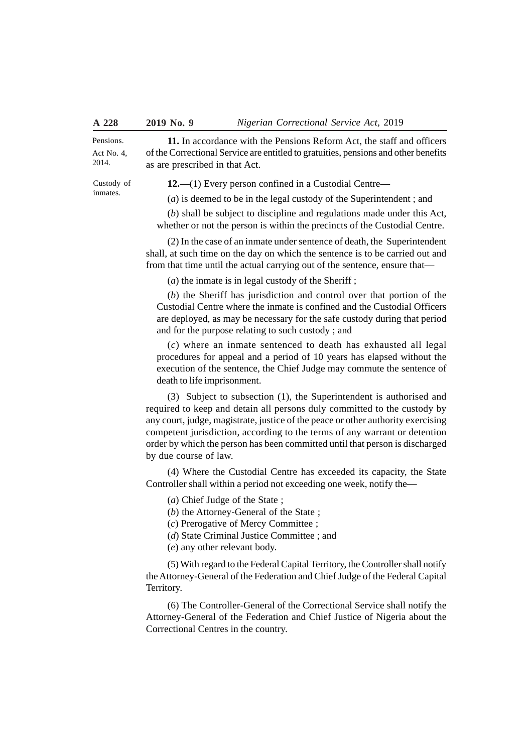Pensions.
Act No. 4, 2014.

**11.** In accordance with the Pensions Reform Act, the staff and officers of the Correctional Service are entitled to gratuities, pensions and other benefits as are prescribed in that Act.

Custody of inmates.

**12.**—(1) Every person confined in a Custodial Centre—

(*a*) is deemed to be in the legal custody of the Superintendent ; and

(*b*) shall be subject to discipline and regulations made under this Act, whether or not the person is within the precincts of the Custodial Centre.

(2) In the case of an inmate under sentence of death, the Superintendent shall, at such time on the day on which the sentence is to be carried out and from that time until the actual carrying out of the sentence, ensure that—

(*a*) the inmate is in legal custody of the Sheriff ;

(*b*) the Sheriff has jurisdiction and control over that portion of the Custodial Centre where the inmate is confined and the Custodial Officers are deployed, as may be necessary for the safe custody during that period and for the purpose relating to such custody ; and

(*c*) where an inmate sentenced to death has exhausted all legal procedures for appeal and a period of 10 years has elapsed without the execution of the sentence, the Chief Judge may commute the sentence of death to life imprisonment.

(3) Subject to subsection (1), the Superintendent is authorised and required to keep and detain all persons duly committed to the custody by any court, judge, magistrate, justice of the peace or other authority exercising competent jurisdiction, according to the terms of any warrant or detention order by which the person has been committed until that person is discharged by due course of law.

(4) Where the Custodial Centre has exceeded its capacity, the State Controller shall within a period not exceeding one week, notify the—

(*a*) Chief Judge of the State ;
(*b*) the Attorney-General of the State ;
(*c*) Prerogative of Mercy Committee ;
(*d*) State Criminal Justice Committee ; and
(*e*) any other relevant body.

(5) With regard to the Federal Capital Territory, the Controller shall notify the Attorney-General of the Federation and Chief Judge of the Federal Capital Territory.

(6) The Controller-General of the Correctional Service shall notify the Attorney-General of the Federation and Chief Justice of Nigeria about the Correctional Centres in the country.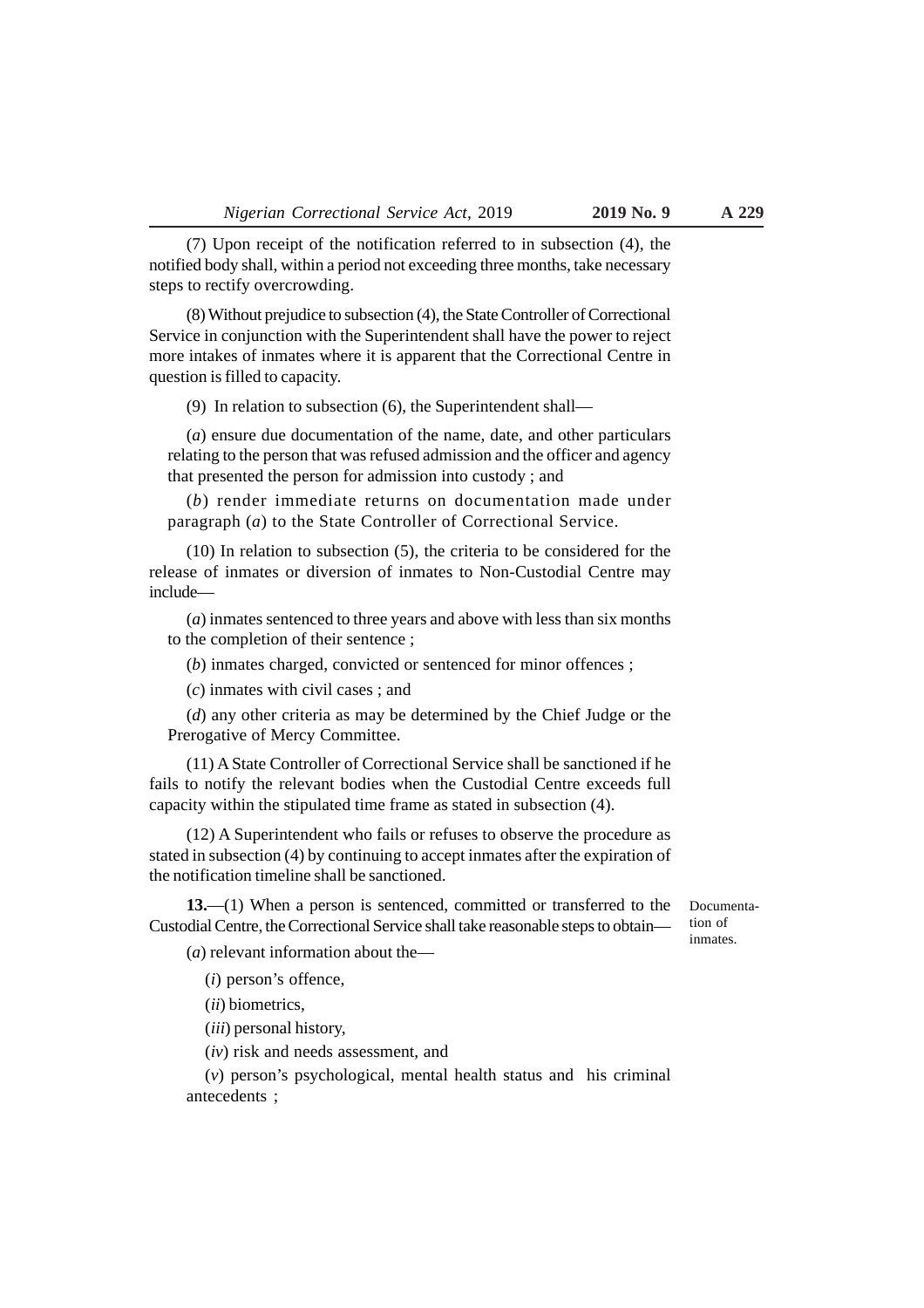(7) Upon receipt of the notification referred to in subsection (4), the notified body shall, within a period not exceeding three months, take necessary steps to rectify overcrowding.

(8) Without prejudice to subsection (4), the State Controller of Correctional Service in conjunction with the Superintendent shall have the power to reject more intakes of inmates where it is apparent that the Correctional Centre in question is filled to capacity.

(9) In relation to subsection (6), the Superintendent shall—

(*a*) ensure due documentation of the name, date, and other particulars relating to the person that was refused admission and the officer and agency that presented the person for admission into custody ; and

(*b*) render immediate returns on documentation made under paragraph (*a*) to the State Controller of Correctional Service.

(10) In relation to subsection (5), the criteria to be considered for the release of inmates or diversion of inmates to Non-Custodial Centre may include—

(*a*) inmates sentenced to three years and above with less than six months to the completion of their sentence ;

(*b*) inmates charged, convicted or sentenced for minor offences ;

(*c*) inmates with civil cases ; and

(*d*) any other criteria as may be determined by the Chief Judge or the Prerogative of Mercy Committee.

(11) A State Controller of Correctional Service shall be sanctioned if he fails to notify the relevant bodies when the Custodial Centre exceeds full capacity within the stipulated time frame as stated in subsection (4).

(12) A Superintendent who fails or refuses to observe the procedure as stated in subsection (4) by continuing to accept inmates after the expiration of the notification timeline shall be sanctioned.

Documentation of inmates.

**13.**—(1) When a person is sentenced, committed or transferred to the Custodial Centre, the Correctional Service shall take reasonable steps to obtain—

(*a*) relevant information about the—

(*i*) person's offence,

(*ii*) biometrics,

(*iii*) personal history,

(*iv*) risk and needs assessment, and

(*v*) person's psychological, mental health status and his criminal antecedents ;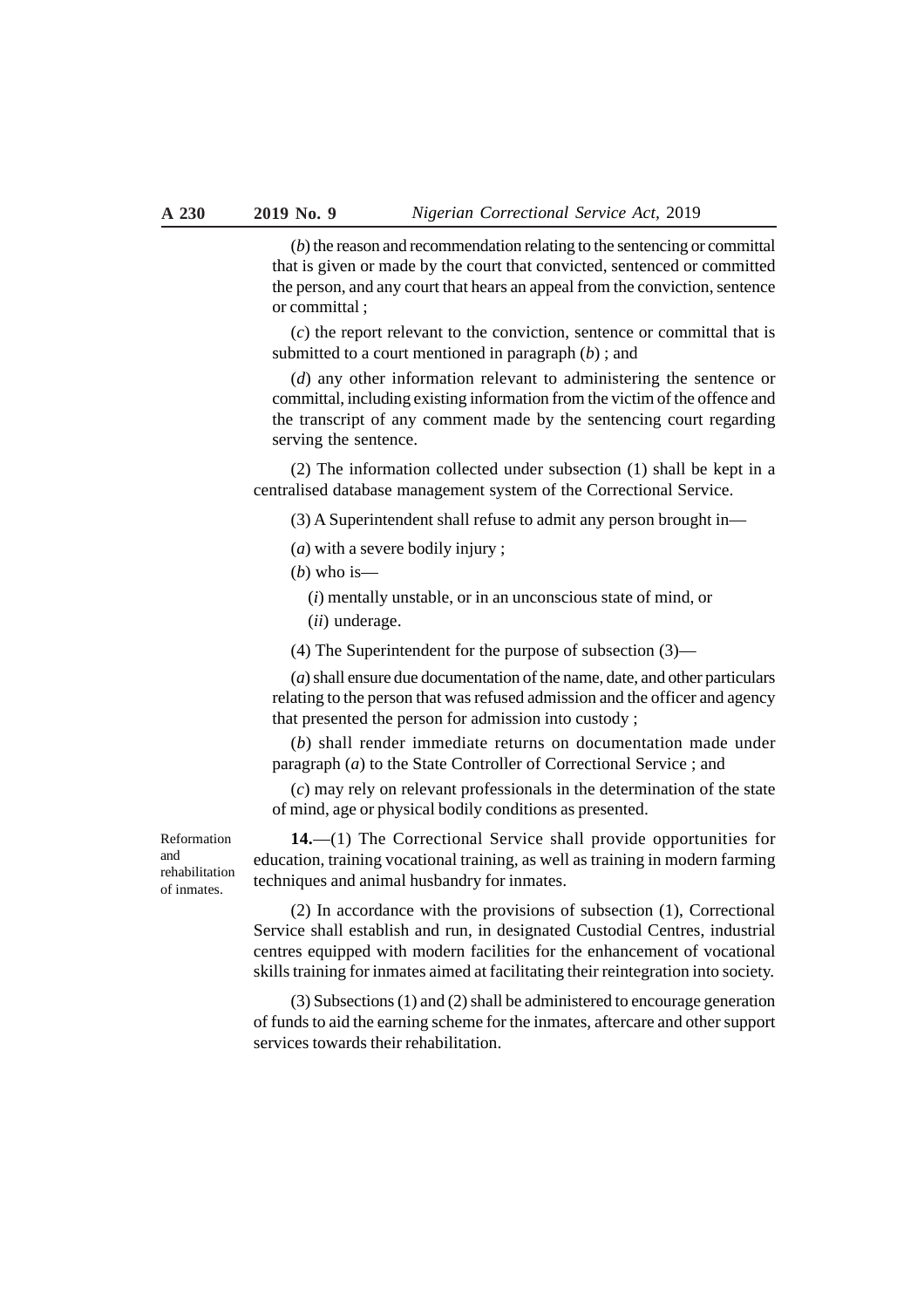(*b*) the reason and recommendation relating to the sentencing or committal that is given or made by the court that convicted, sentenced or committed the person, and any court that hears an appeal from the conviction, sentence or committal ;

(*c*) the report relevant to the conviction, sentence or committal that is submitted to a court mentioned in paragraph (*b*) ; and

(*d*) any other information relevant to administering the sentence or committal, including existing information from the victim of the offence and the transcript of any comment made by the sentencing court regarding serving the sentence.

(2) The information collected under subsection (1) shall be kept in a centralised database management system of the Correctional Service.

(3) A Superintendent shall refuse to admit any person brought in—

(*a*) with a severe bodily injury ;

(*b*) who is—

(*i*) mentally unstable, or in an unconscious state of mind, or

(*ii*) underage.

(4) The Superintendent for the purpose of subsection (3)—

(*a*) shall ensure due documentation of the name, date, and other particulars relating to the person that was refused admission and the officer and agency that presented the person for admission into custody ;

(*b*) shall render immediate returns on documentation made under paragraph (*a*) to the State Controller of Correctional Service ; and

(*c*) may rely on relevant professionals in the determination of the state of mind, age or physical bodily conditions as presented.

Reformation and rehabilitation of inmates.

**14.**—(1) The Correctional Service shall provide opportunities for education, training vocational training, as well as training in modern farming techniques and animal husbandry for inmates.

(2) In accordance with the provisions of subsection (1), Correctional Service shall establish and run, in designated Custodial Centres, industrial centres equipped with modern facilities for the enhancement of vocational skills training for inmates aimed at facilitating their reintegration into society.

(3) Subsections (1) and (2) shall be administered to encourage generation of funds to aid the earning scheme for the inmates, aftercare and other support services towards their rehabilitation.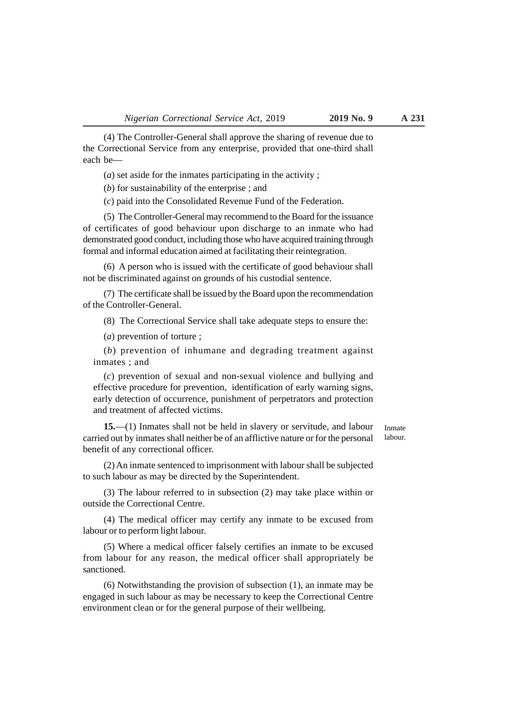(4) The Controller-General shall approve the sharing of revenue due to the Correctional Service from any enterprise, provided that one-third shall each be—

(*a*) set aside for the inmates participating in the activity ;

(*b*) for sustainability of the enterprise ; and

(*c*) paid into the Consolidated Revenue Fund of the Federation.

(5) The Controller-General may recommend to the Board for the issuance of certificates of good behaviour upon discharge to an inmate who had demonstrated good conduct, including those who have acquired training through formal and informal education aimed at facilitating their reintegration.

(6) A person who is issued with the certificate of good behaviour shall not be discriminated against on grounds of his custodial sentence.

(7) The certificate shall be issued by the Board upon the recommendation of the Controller-General.

(8) The Correctional Service shall take adequate steps to ensure the:

(*a*) prevention of torture ;

(*b*) prevention of inhumane and degrading treatment against inmates ; and

(*c*) prevention of sexual and non-sexual violence and bullying and effective procedure for prevention, identification of early warning signs, early detection of occurrence, punishment of perpetrators and protection and treatment of affected victims.

*Inmate labour.*

**15.**—(1) Inmates shall not be held in slavery or servitude, and labour carried out by inmates shall neither be of an afflictive nature or for the personal benefit of any correctional officer.

(2) An inmate sentenced to imprisonment with labour shall be subjected to such labour as may be directed by the Superintendent.

(3) The labour referred to in subsection (2) may take place within or outside the Correctional Centre.

(4) The medical officer may certify any inmate to be excused from labour or to perform light labour.

(5) Where a medical officer falsely certifies an inmate to be excused from labour for any reason, the medical officer shall appropriately be sanctioned.

(6) Notwithstanding the provision of subsection (1), an inmate may be engaged in such labour as may be necessary to keep the Correctional Centre environment clean or for the general purpose of their wellbeing.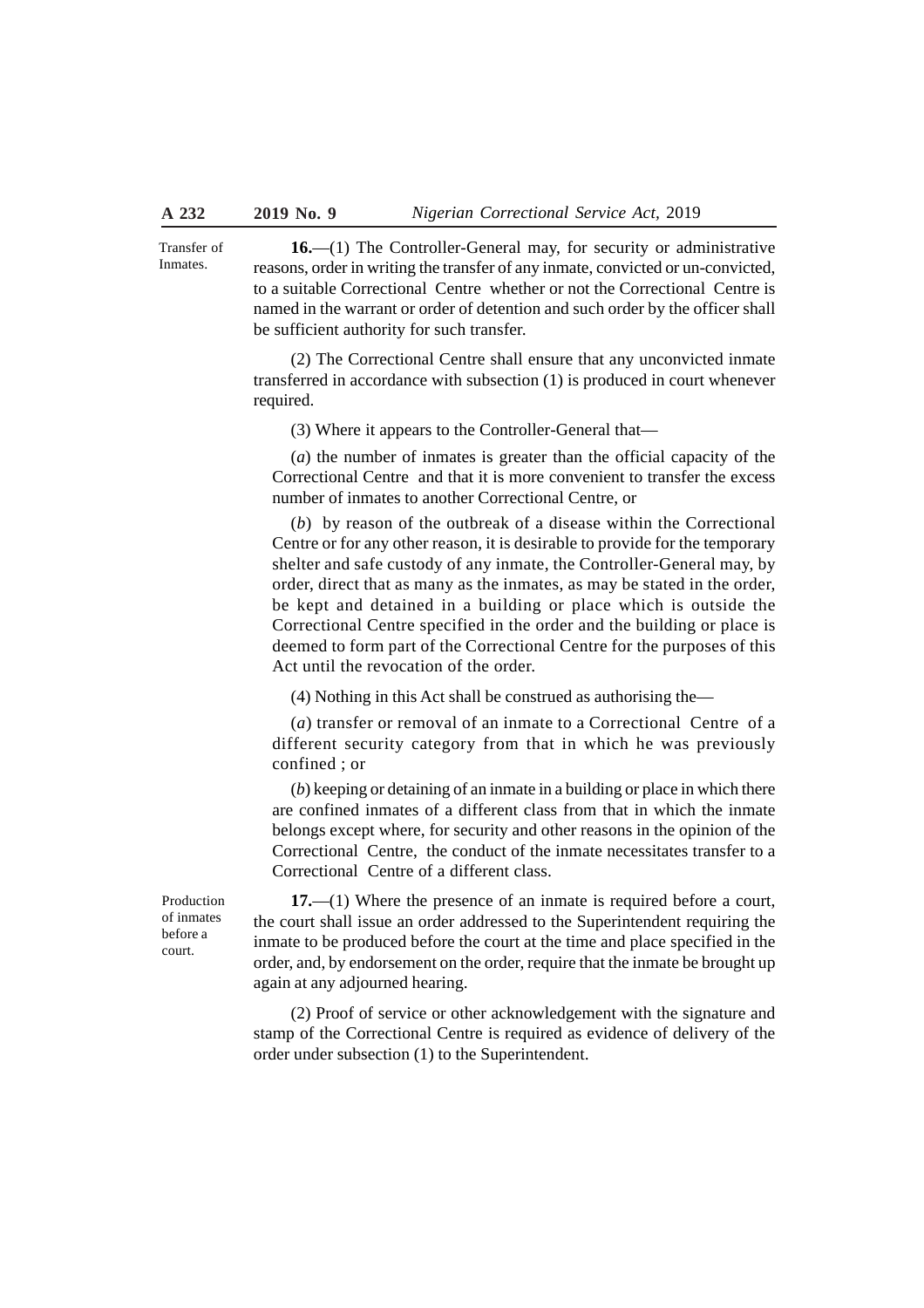Transfer of Inmates.

**16.**—(1) The Controller-General may, for security or administrative reasons, order in writing the transfer of any inmate, convicted or un-convicted, to a suitable Correctional Centre whether or not the Correctional Centre is named in the warrant or order of detention and such order by the officer shall be sufficient authority for such transfer.

(2) The Correctional Centre shall ensure that any unconvicted inmate transferred in accordance with subsection (1) is produced in court whenever required.

(3) Where it appears to the Controller-General that—

(*a*) the number of inmates is greater than the official capacity of the Correctional Centre and that it is more convenient to transfer the excess number of inmates to another Correctional Centre, or

(*b*) by reason of the outbreak of a disease within the Correctional Centre or for any other reason, it is desirable to provide for the temporary shelter and safe custody of any inmate, the Controller-General may, by order, direct that as many as the inmates, as may be stated in the order, be kept and detained in a building or place which is outside the Correctional Centre specified in the order and the building or place is deemed to form part of the Correctional Centre for the purposes of this Act until the revocation of the order.

(4) Nothing in this Act shall be construed as authorising the—

(*a*) transfer or removal of an inmate to a Correctional Centre of a different security category from that in which he was previously confined ; or

(*b*) keeping or detaining of an inmate in a building or place in which there are confined inmates of a different class from that in which the inmate belongs except where, for security and other reasons in the opinion of the Correctional Centre, the conduct of the inmate necessitates transfer to a Correctional Centre of a different class.

Production of inmates before a court.

**17.**—(1) Where the presence of an inmate is required before a court, the court shall issue an order addressed to the Superintendent requiring the inmate to be produced before the court at the time and place specified in the order, and, by endorsement on the order, require that the inmate be brought up again at any adjourned hearing.

(2) Proof of service or other acknowledgement with the signature and stamp of the Correctional Centre is required as evidence of delivery of the order under subsection (1) to the Superintendent.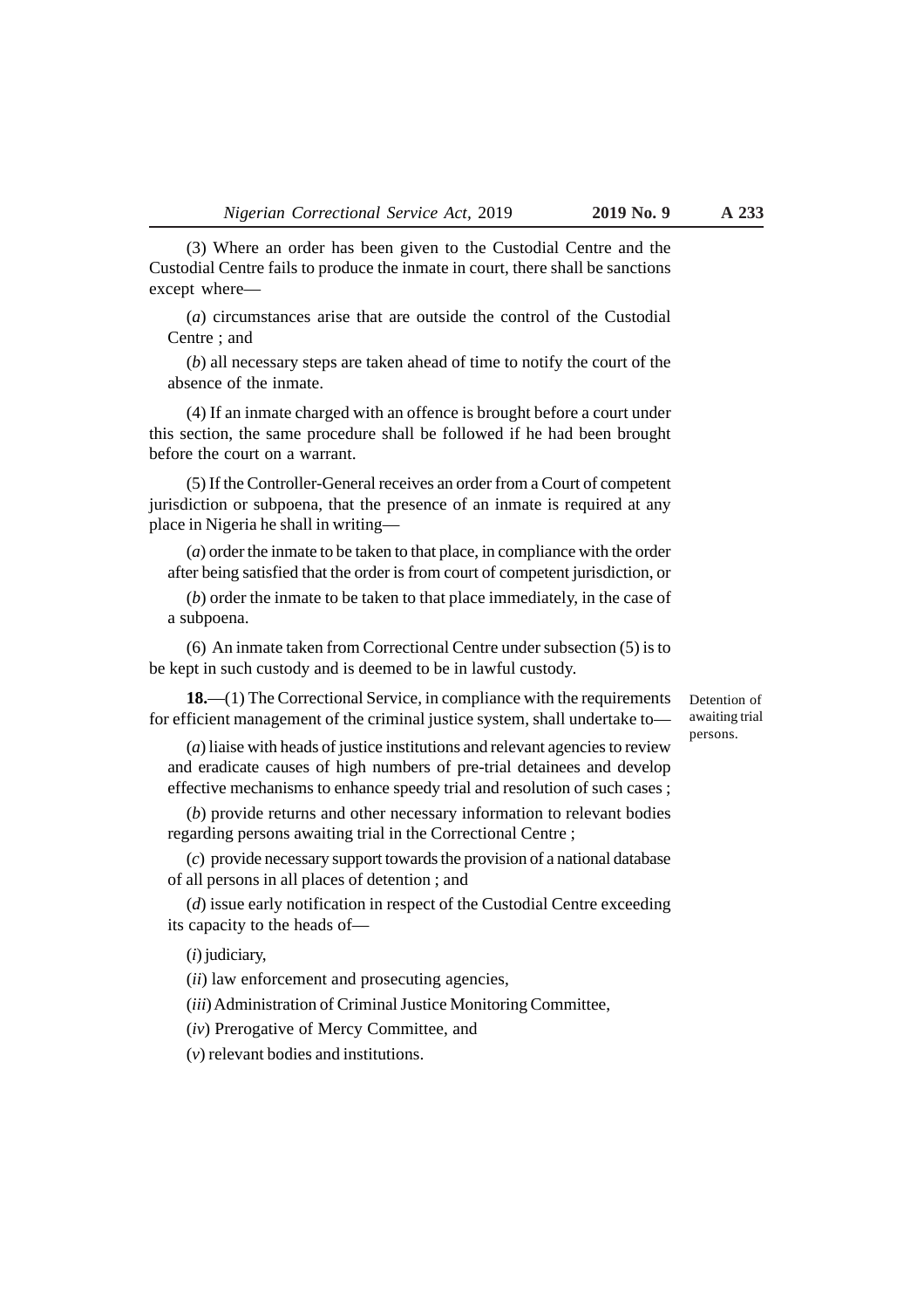(3) Where an order has been given to the Custodial Centre and the Custodial Centre fails to produce the inmate in court, there shall be sanctions except where—

(*a*) circumstances arise that are outside the control of the Custodial Centre ; and

(*b*) all necessary steps are taken ahead of time to notify the court of the absence of the inmate.

(4) If an inmate charged with an offence is brought before a court under this section, the same procedure shall be followed if he had been brought before the court on a warrant.

(5) If the Controller-General receives an order from a Court of competent jurisdiction or subpoena, that the presence of an inmate is required at any place in Nigeria he shall in writing—

(*a*) order the inmate to be taken to that place, in compliance with the order after being satisfied that the order is from court of competent jurisdiction, or

(*b*) order the inmate to be taken to that place immediately, in the case of a subpoena.

(6) An inmate taken from Correctional Centre under subsection (5) is to be kept in such custody and is deemed to be in lawful custody.

*Detention of awaiting trial persons.*

**18.**—(1) The Correctional Service, in compliance with the requirements for efficient management of the criminal justice system, shall undertake to—

(*a*) liaise with heads of justice institutions and relevant agencies to review and eradicate causes of high numbers of pre-trial detainees and develop effective mechanisms to enhance speedy trial and resolution of such cases ;

(*b*) provide returns and other necessary information to relevant bodies regarding persons awaiting trial in the Correctional Centre ;

(*c*) provide necessary support towards the provision of a national database of all persons in all places of detention ; and

(*d*) issue early notification in respect of the Custodial Centre exceeding its capacity to the heads of—

(*i*) judiciary,

(*ii*) law enforcement and prosecuting agencies,

(*iii*) Administration of Criminal Justice Monitoring Committee,

(*iv*) Prerogative of Mercy Committee, and

(*v*) relevant bodies and institutions.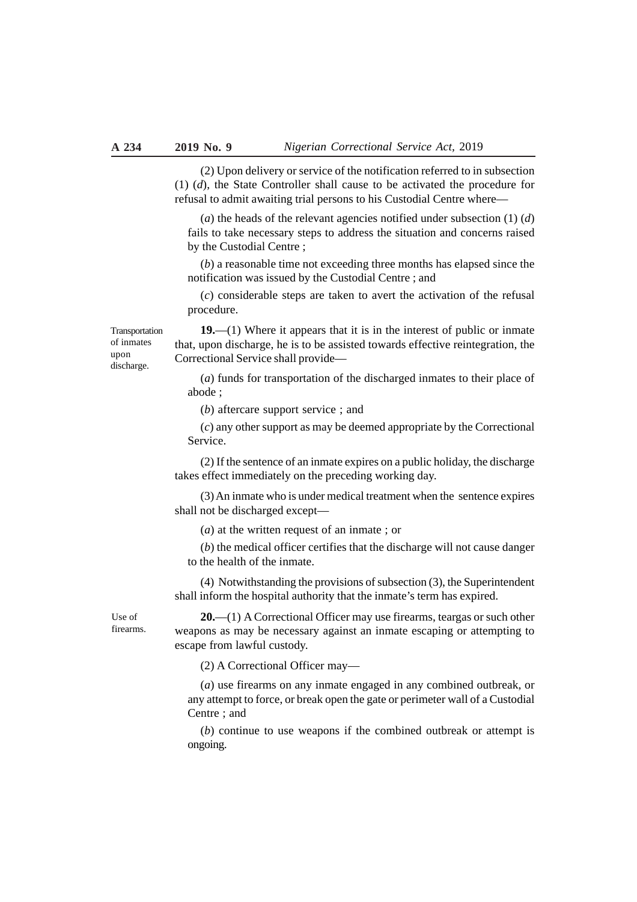(2) Upon delivery or service of the notification referred to in subsection (1) (*d*), the State Controller shall cause to be activated the procedure for refusal to admit awaiting trial persons to his Custodial Centre where—

(*a*) the heads of the relevant agencies notified under subsection (1) (*d*) fails to take necessary steps to address the situation and concerns raised by the Custodial Centre ;

(*b*) a reasonable time not exceeding three months has elapsed since the notification was issued by the Custodial Centre ; and

(*c*) considerable steps are taken to avert the activation of the refusal procedure.

*Transportation of inmates upon discharge.*

**19.**—(1) Where it appears that it is in the interest of public or inmate that, upon discharge, he is to be assisted towards effective reintegration, the Correctional Service shall provide—

(*a*) funds for transportation of the discharged inmates to their place of abode ;

(*b*) aftercare support service ; and

(*c*) any other support as may be deemed appropriate by the Correctional Service.

(2) If the sentence of an inmate expires on a public holiday, the discharge takes effect immediately on the preceding working day.

(3) An inmate who is under medical treatment when the sentence expires shall not be discharged except—

(*a*) at the written request of an inmate ; or

(*b*) the medical officer certifies that the discharge will not cause danger to the health of the inmate.

(4) Notwithstanding the provisions of subsection (3), the Superintendent shall inform the hospital authority that the inmate's term has expired.

*Use of firearms.*

**20.**—(1) A Correctional Officer may use firearms, teargas or such other weapons as may be necessary against an inmate escaping or attempting to escape from lawful custody.

(2) A Correctional Officer may—

(*a*) use firearms on any inmate engaged in any combined outbreak, or any attempt to force, or break open the gate or perimeter wall of a Custodial Centre ; and

(*b*) continue to use weapons if the combined outbreak or attempt is ongoing.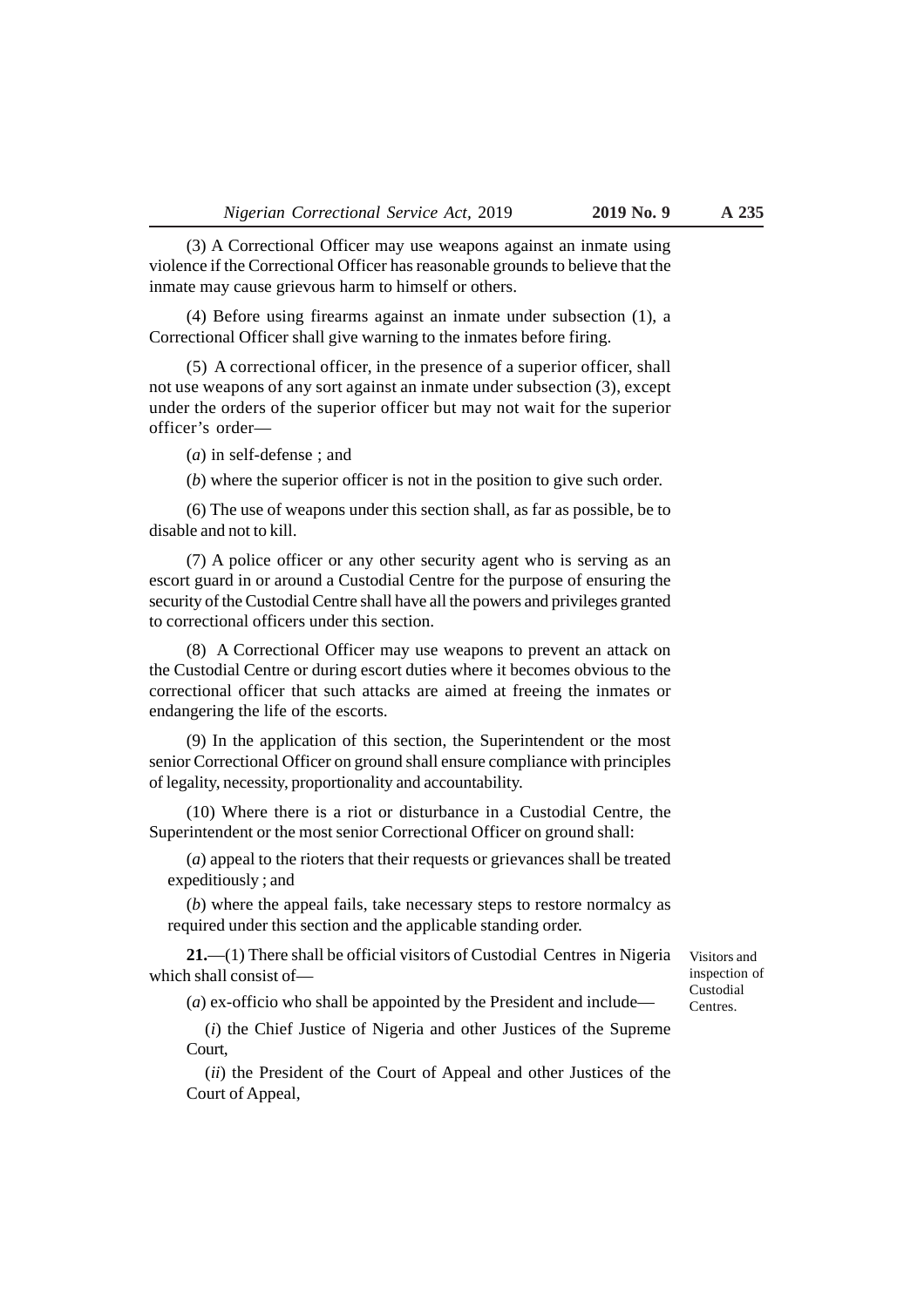(3) A Correctional Officer may use weapons against an inmate using violence if the Correctional Officer has reasonable grounds to believe that the inmate may cause grievous harm to himself or others.

(4) Before using firearms against an inmate under subsection (1), a Correctional Officer shall give warning to the inmates before firing.

(5) A correctional officer, in the presence of a superior officer, shall not use weapons of any sort against an inmate under subsection (3), except under the orders of the superior officer but may not wait for the superior officer's order—

(*a*) in self-defense ; and

(*b*) where the superior officer is not in the position to give such order.

(6) The use of weapons under this section shall, as far as possible, be to disable and not to kill.

(7) A police officer or any other security agent who is serving as an escort guard in or around a Custodial Centre for the purpose of ensuring the security of the Custodial Centre shall have all the powers and privileges granted to correctional officers under this section.

(8) A Correctional Officer may use weapons to prevent an attack on the Custodial Centre or during escort duties where it becomes obvious to the correctional officer that such attacks are aimed at freeing the inmates or endangering the life of the escorts.

(9) In the application of this section, the Superintendent or the most senior Correctional Officer on ground shall ensure compliance with principles of legality, necessity, proportionality and accountability.

(10) Where there is a riot or disturbance in a Custodial Centre, the Superintendent or the most senior Correctional Officer on ground shall:

(*a*) appeal to the rioters that their requests or grievances shall be treated expeditiously ; and

(*b*) where the appeal fails, take necessary steps to restore normalcy as required under this section and the applicable standing order.

*Visitors and inspection of Custodial Centres.*

**21.**—(1) There shall be official visitors of Custodial Centres in Nigeria which shall consist of—

(*a*) ex-officio who shall be appointed by the President and include—

(*i*) the Chief Justice of Nigeria and other Justices of the Supreme Court,

(*ii*) the President of the Court of Appeal and other Justices of the Court of Appeal,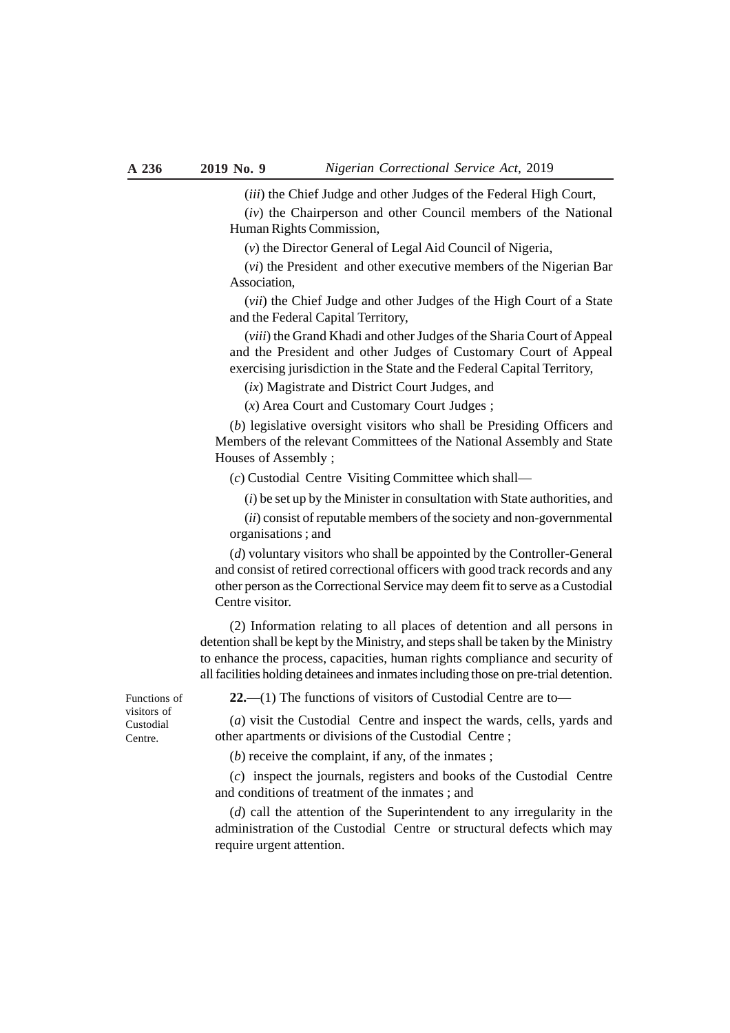(*iii*) the Chief Judge and other Judges of the Federal High Court,

(*iv*) the Chairperson and other Council members of the National Human Rights Commission,

(*v*) the Director General of Legal Aid Council of Nigeria,

(*vi*) the President and other executive members of the Nigerian Bar Association,

(*vii*) the Chief Judge and other Judges of the High Court of a State and the Federal Capital Territory,

(*viii*) the Grand Khadi and other Judges of the Sharia Court of Appeal and the President and other Judges of Customary Court of Appeal exercising jurisdiction in the State and the Federal Capital Territory,

(*ix*) Magistrate and District Court Judges, and

(*x*) Area Court and Customary Court Judges ;

(*b*) legislative oversight visitors who shall be Presiding Officers and Members of the relevant Committees of the National Assembly and State Houses of Assembly ;

(*c*) Custodial Centre Visiting Committee which shall—

(*i*) be set up by the Minister in consultation with State authorities, and

(*ii*) consist of reputable members of the society and non-governmental organisations ; and

(*d*) voluntary visitors who shall be appointed by the Controller-General and consist of retired correctional officers with good track records and any other person as the Correctional Service may deem fit to serve as a Custodial Centre visitor.

(2) Information relating to all places of detention and all persons in detention shall be kept by the Ministry, and steps shall be taken by the Ministry to enhance the process, capacities, human rights compliance and security of all facilities holding detainees and inmates including those on pre-trial detention.

*Functions of visitors of Custodial Centre.*

**22.**—(1) The functions of visitors of Custodial Centre are to—

(*a*) visit the Custodial Centre and inspect the wards, cells, yards and other apartments or divisions of the Custodial Centre ;

(*b*) receive the complaint, if any, of the inmates ;

(*c*) inspect the journals, registers and books of the Custodial Centre and conditions of treatment of the inmates ; and

(*d*) call the attention of the Superintendent to any irregularity in the administration of the Custodial Centre or structural defects which may require urgent attention.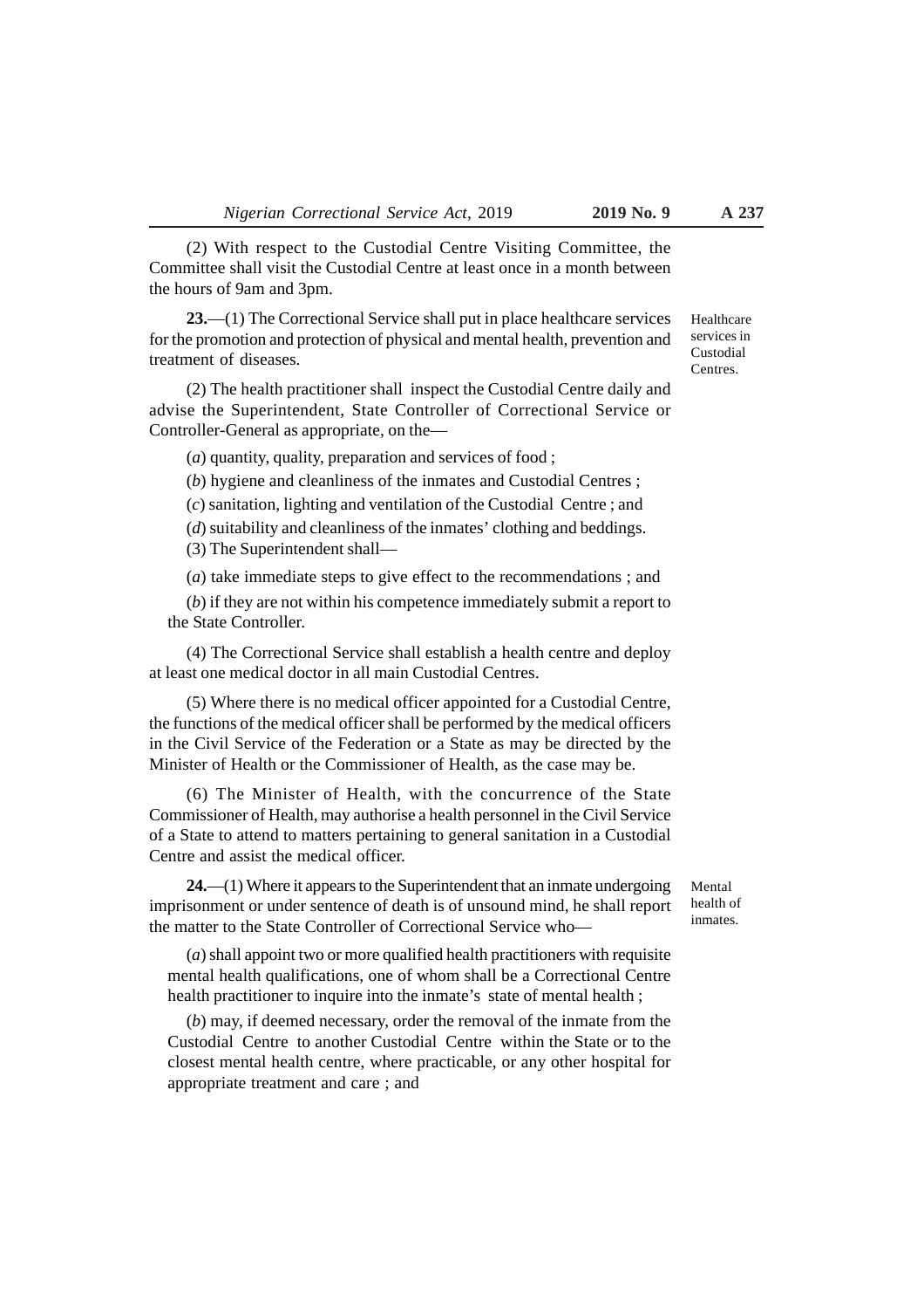(2) With respect to the Custodial Centre Visiting Committee, the Committee shall visit the Custodial Centre at least once in a month between the hours of 9am and 3pm.

*Healthcare services in Custodial Centres.*

**23.**—(1) The Correctional Service shall put in place healthcare services for the promotion and protection of physical and mental health, prevention and treatment of diseases.

(2) The health practitioner shall inspect the Custodial Centre daily and advise the Superintendent, State Controller of Correctional Service or Controller-General as appropriate, on the—

(*a*) quantity, quality, preparation and services of food ;

(*b*) hygiene and cleanliness of the inmates and Custodial Centres ;

(*c*) sanitation, lighting and ventilation of the Custodial Centre ; and

(*d*) suitability and cleanliness of the inmates' clothing and beddings.

(3) The Superintendent shall—

(*a*) take immediate steps to give effect to the recommendations ; and

(*b*) if they are not within his competence immediately submit a report to the State Controller.

(4) The Correctional Service shall establish a health centre and deploy at least one medical doctor in all main Custodial Centres.

(5) Where there is no medical officer appointed for a Custodial Centre, the functions of the medical officer shall be performed by the medical officers in the Civil Service of the Federation or a State as may be directed by the Minister of Health or the Commissioner of Health, as the case may be.

(6) The Minister of Health, with the concurrence of the State Commissioner of Health, may authorise a health personnel in the Civil Service of a State to attend to matters pertaining to general sanitation in a Custodial Centre and assist the medical officer.

*Mental health of inmates.*

**24.**—(1) Where it appears to the Superintendent that an inmate undergoing imprisonment or under sentence of death is of unsound mind, he shall report the matter to the State Controller of Correctional Service who—

(*a*) shall appoint two or more qualified health practitioners with requisite mental health qualifications, one of whom shall be a Correctional Centre health practitioner to inquire into the inmate's state of mental health ;

(*b*) may, if deemed necessary, order the removal of the inmate from the Custodial Centre to another Custodial Centre within the State or to the closest mental health centre, where practicable, or any other hospital for appropriate treatment and care ; and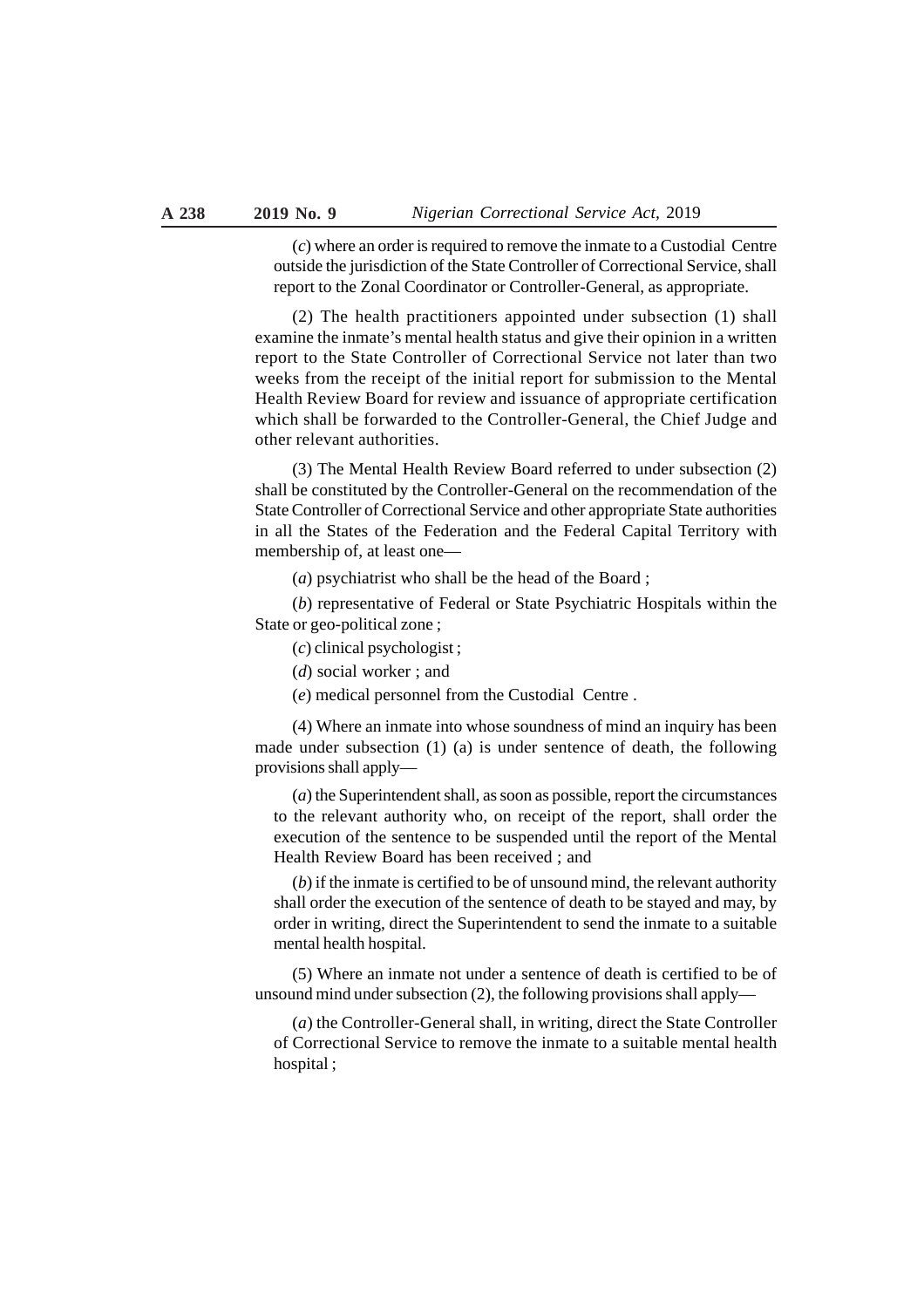(*c*) where an order is required to remove the inmate to a Custodial Centre outside the jurisdiction of the State Controller of Correctional Service, shall report to the Zonal Coordinator or Controller-General, as appropriate.

(2) The health practitioners appointed under subsection (1) shall examine the inmate's mental health status and give their opinion in a written report to the State Controller of Correctional Service not later than two weeks from the receipt of the initial report for submission to the Mental Health Review Board for review and issuance of appropriate certification which shall be forwarded to the Controller-General, the Chief Judge and other relevant authorities.

(3) The Mental Health Review Board referred to under subsection (2) shall be constituted by the Controller-General on the recommendation of the State Controller of Correctional Service and other appropriate State authorities in all the States of the Federation and the Federal Capital Territory with membership of, at least one—

(*a*) psychiatrist who shall be the head of the Board ;

(*b*) representative of Federal or State Psychiatric Hospitals within the State or geo-political zone ;

(*c*) clinical psychologist ;

(*d*) social worker ; and

(*e*) medical personnel from the Custodial Centre .

(4) Where an inmate into whose soundness of mind an inquiry has been made under subsection (1) (a) is under sentence of death, the following provisions shall apply—

(*a*) the Superintendent shall, as soon as possible, report the circumstances to the relevant authority who, on receipt of the report, shall order the execution of the sentence to be suspended until the report of the Mental Health Review Board has been received ; and

(*b*) if the inmate is certified to be of unsound mind, the relevant authority shall order the execution of the sentence of death to be stayed and may, by order in writing, direct the Superintendent to send the inmate to a suitable mental health hospital.

(5) Where an inmate not under a sentence of death is certified to be of unsound mind under subsection (2), the following provisions shall apply—

(*a*) the Controller-General shall, in writing, direct the State Controller of Correctional Service to remove the inmate to a suitable mental health hospital ;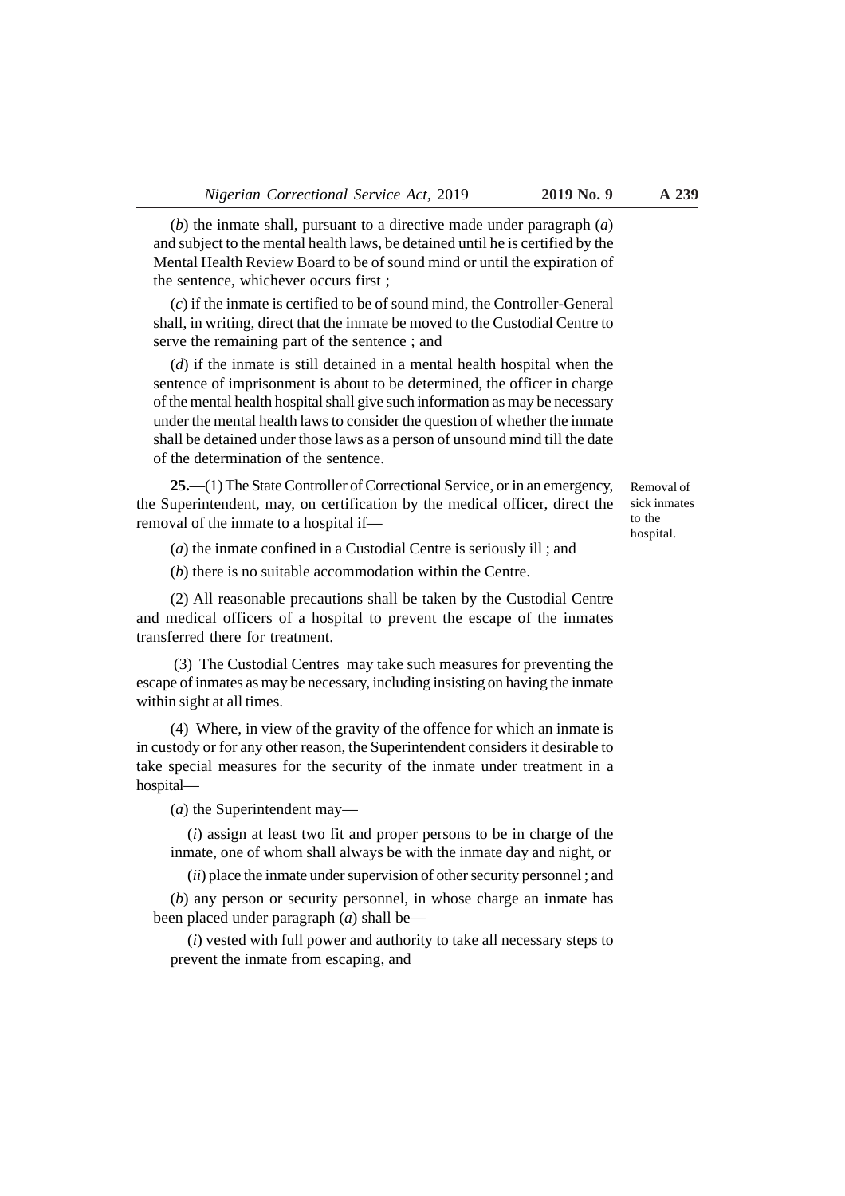(*b*) the inmate shall, pursuant to a directive made under paragraph (*a*) and subject to the mental health laws, be detained until he is certified by the Mental Health Review Board to be of sound mind or until the expiration of the sentence, whichever occurs first ;

(*c*) if the inmate is certified to be of sound mind, the Controller-General shall, in writing, direct that the inmate be moved to the Custodial Centre to serve the remaining part of the sentence ; and

(*d*) if the inmate is still detained in a mental health hospital when the sentence of imprisonment is about to be determined, the officer in charge of the mental health hospital shall give such information as may be necessary under the mental health laws to consider the question of whether the inmate shall be detained under those laws as a person of unsound mind till the date of the determination of the sentence.

Removal of sick inmates to the hospital.

**25.**—(1) The State Controller of Correctional Service, or in an emergency, the Superintendent, may, on certification by the medical officer, direct the removal of the inmate to a hospital if—

(*a*) the inmate confined in a Custodial Centre is seriously ill ; and

(*b*) there is no suitable accommodation within the Centre.

(2) All reasonable precautions shall be taken by the Custodial Centre and medical officers of a hospital to prevent the escape of the inmates transferred there for treatment.

(3) The Custodial Centres may take such measures for preventing the escape of inmates as may be necessary, including insisting on having the inmate within sight at all times.

(4) Where, in view of the gravity of the offence for which an inmate is in custody or for any other reason, the Superintendent considers it desirable to take special measures for the security of the inmate under treatment in a hospital—

(*a*) the Superintendent may—

(*i*) assign at least two fit and proper persons to be in charge of the inmate, one of whom shall always be with the inmate day and night, or

(*ii*) place the inmate under supervision of other security personnel ; and

(*b*) any person or security personnel, in whose charge an inmate has been placed under paragraph (*a*) shall be—

(*i*) vested with full power and authority to take all necessary steps to prevent the inmate from escaping, and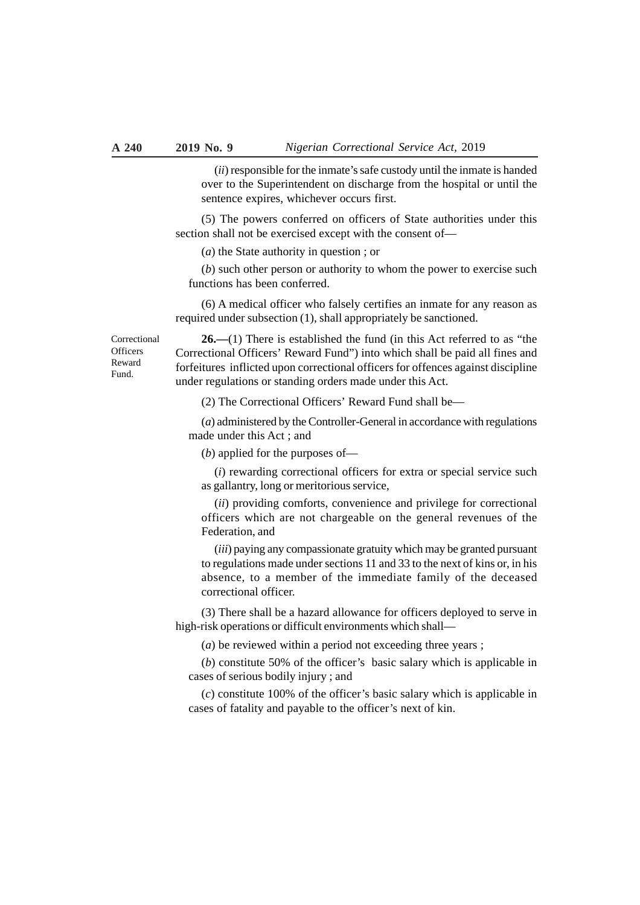(*ii*) responsible for the inmate's safe custody until the inmate is handed over to the Superintendent on discharge from the hospital or until the sentence expires, whichever occurs first.

(5) The powers conferred on officers of State authorities under this section shall not be exercised except with the consent of—

(*a*) the State authority in question ; or

(*b*) such other person or authority to whom the power to exercise such functions has been conferred.

(6) A medical officer who falsely certifies an inmate for any reason as required under subsection (1), shall appropriately be sanctioned.

Correctional Officers Reward Fund.

**26.—**(1) There is established the fund (in this Act referred to as "the Correctional Officers' Reward Fund") into which shall be paid all fines and forfeitures inflicted upon correctional officers for offences against discipline under regulations or standing orders made under this Act.

(2) The Correctional Officers' Reward Fund shall be—

(*a*) administered by the Controller-General in accordance with regulations made under this Act ; and

(*b*) applied for the purposes of—

(*i*) rewarding correctional officers for extra or special service such as gallantry, long or meritorious service,

(*ii*) providing comforts, convenience and privilege for correctional officers which are not chargeable on the general revenues of the Federation, and

(*iii*) paying any compassionate gratuity which may be granted pursuant to regulations made under sections 11 and 33 to the next of kins or, in his absence, to a member of the immediate family of the deceased correctional officer.

(3) There shall be a hazard allowance for officers deployed to serve in high-risk operations or difficult environments which shall—

(*a*) be reviewed within a period not exceeding three years ;

(*b*) constitute 50% of the officer's basic salary which is applicable in cases of serious bodily injury ; and

(*c*) constitute 100% of the officer's basic salary which is applicable in cases of fatality and payable to the officer's next of kin.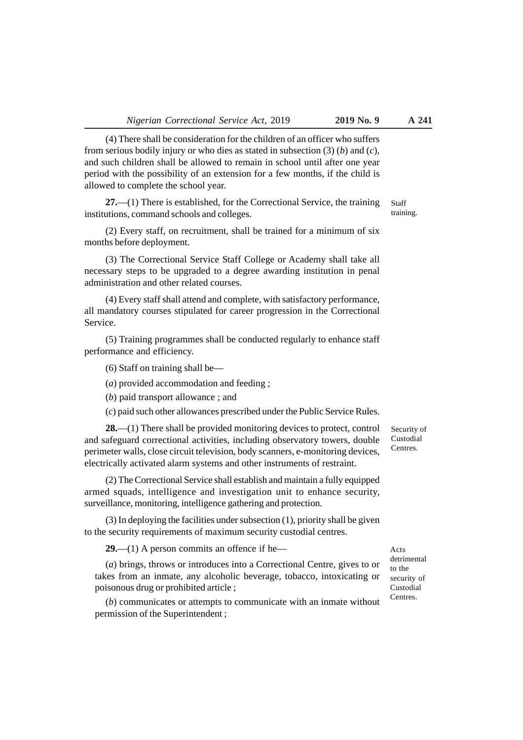(4) There shall be consideration for the children of an officer who suffers from serious bodily injury or who dies as stated in subsection (3) (*b*) and (*c*), and such children shall be allowed to remain in school until after one year period with the possibility of an extension for a few months, if the child is allowed to complete the school year.

Staff training.

**27.**—(1) There is established, for the Correctional Service, the training institutions, command schools and colleges.

(2) Every staff, on recruitment, shall be trained for a minimum of six months before deployment.

(3) The Correctional Service Staff College or Academy shall take all necessary steps to be upgraded to a degree awarding institution in penal administration and other related courses.

(4) Every staff shall attend and complete, with satisfactory performance, all mandatory courses stipulated for career progression in the Correctional Service.

(5) Training programmes shall be conducted regularly to enhance staff performance and efficiency.

(6) Staff on training shall be—

(*a*) provided accommodation and feeding ;

(*b*) paid transport allowance ; and

(*c*) paid such other allowances prescribed under the Public Service Rules.

Security of Custodial Centres.

**28.**—(1) There shall be provided monitoring devices to protect, control and safeguard correctional activities, including observatory towers, double perimeter walls, close circuit television, body scanners, e-monitoring devices, electrically activated alarm systems and other instruments of restraint.

(2) The Correctional Service shall establish and maintain a fully equipped armed squads, intelligence and investigation unit to enhance security, surveillance, monitoring, intelligence gathering and protection.

(3) In deploying the facilities under subsection (1), priority shall be given to the security requirements of maximum security custodial centres.

Acts detrimental to the security of Custodial Centres.

**29.**—(1) A person commits an offence if he—

(*a*) brings, throws or introduces into a Correctional Centre, gives to or takes from an inmate, any alcoholic beverage, tobacco, intoxicating or poisonous drug or prohibited article ;

(*b*) communicates or attempts to communicate with an inmate without permission of the Superintendent ;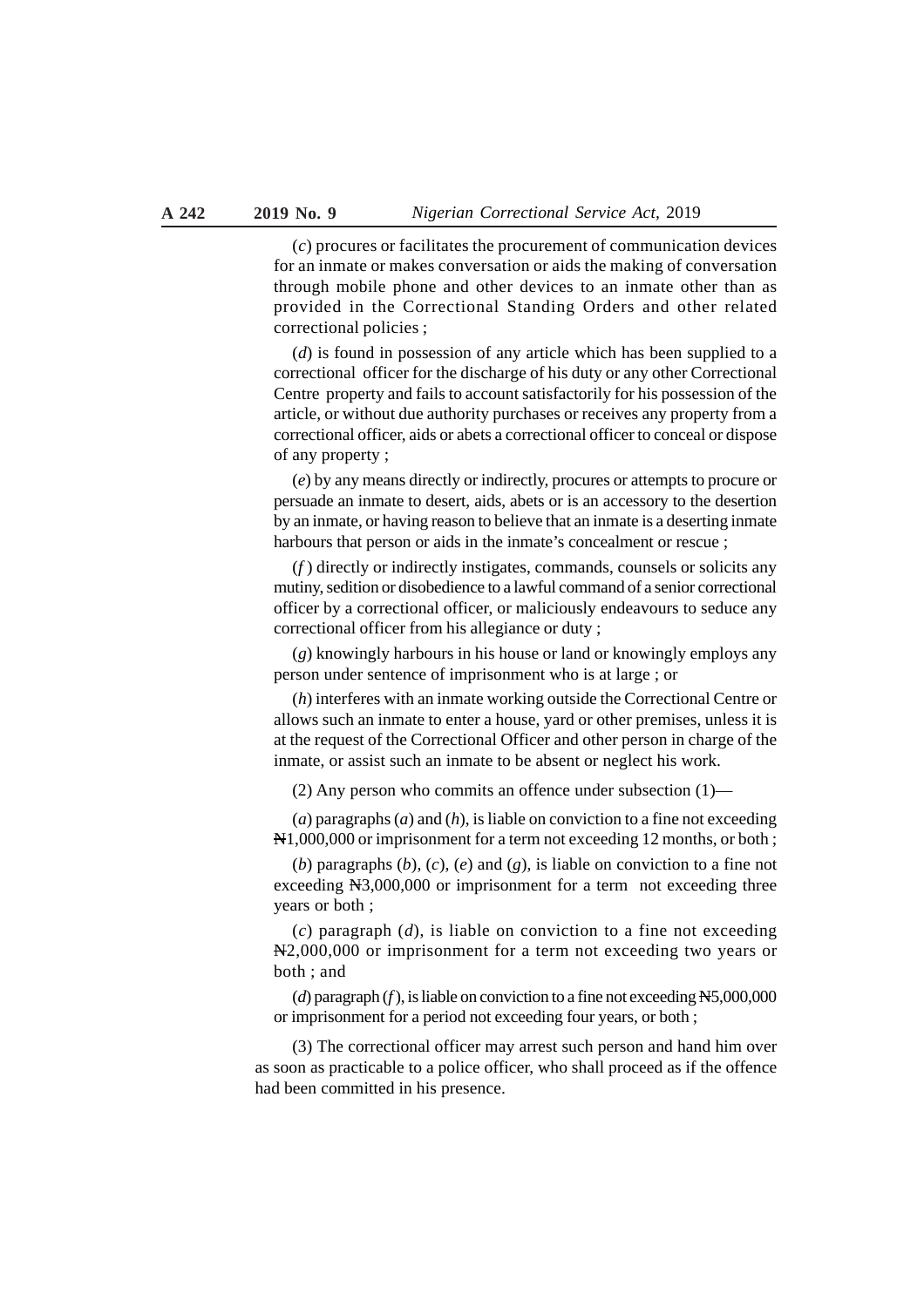(*c*) procures or facilitates the procurement of communication devices for an inmate or makes conversation or aids the making of conversation through mobile phone and other devices to an inmate other than as provided in the Correctional Standing Orders and other related correctional policies ;

(*d*) is found in possession of any article which has been supplied to a correctional officer for the discharge of his duty or any other Correctional Centre property and fails to account satisfactorily for his possession of the article, or without due authority purchases or receives any property from a correctional officer, aids or abets a correctional officer to conceal or dispose of any property ;

(*e*) by any means directly or indirectly, procures or attempts to procure or persuade an inmate to desert, aids, abets or is an accessory to the desertion by an inmate, or having reason to believe that an inmate is a deserting inmate harbours that person or aids in the inmate's concealment or rescue ;

(*f*) directly or indirectly instigates, commands, counsels or solicits any mutiny, sedition or disobedience to a lawful command of a senior correctional officer by a correctional officer, or maliciously endeavours to seduce any correctional officer from his allegiance or duty ;

(*g*) knowingly harbours in his house or land or knowingly employs any person under sentence of imprisonment who is at large ; or

(*h*) interferes with an inmate working outside the Correctional Centre or allows such an inmate to enter a house, yard or other premises, unless it is at the request of the Correctional Officer and other person in charge of the inmate, or assist such an inmate to be absent or neglect his work.

(2) Any person who commits an offence under subsection (1)—

(*a*) paragraphs (*a*) and (*h*), is liable on conviction to a fine not exceeding ₦1,000,000 or imprisonment for a term not exceeding 12 months, or both ;

(*b*) paragraphs (*b*), (*c*), (*e*) and (*g*), is liable on conviction to a fine not exceeding ₦3,000,000 or imprisonment for a term not exceeding three years or both ;

(*c*) paragraph (*d*), is liable on conviction to a fine not exceeding ₦2,000,000 or imprisonment for a term not exceeding two years or both ; and

(*d*) paragraph (*f*), is liable on conviction to a fine not exceeding ₦5,000,000 or imprisonment for a period not exceeding four years, or both ;

(3) The correctional officer may arrest such person and hand him over as soon as practicable to a police officer, who shall proceed as if the offence had been committed in his presence.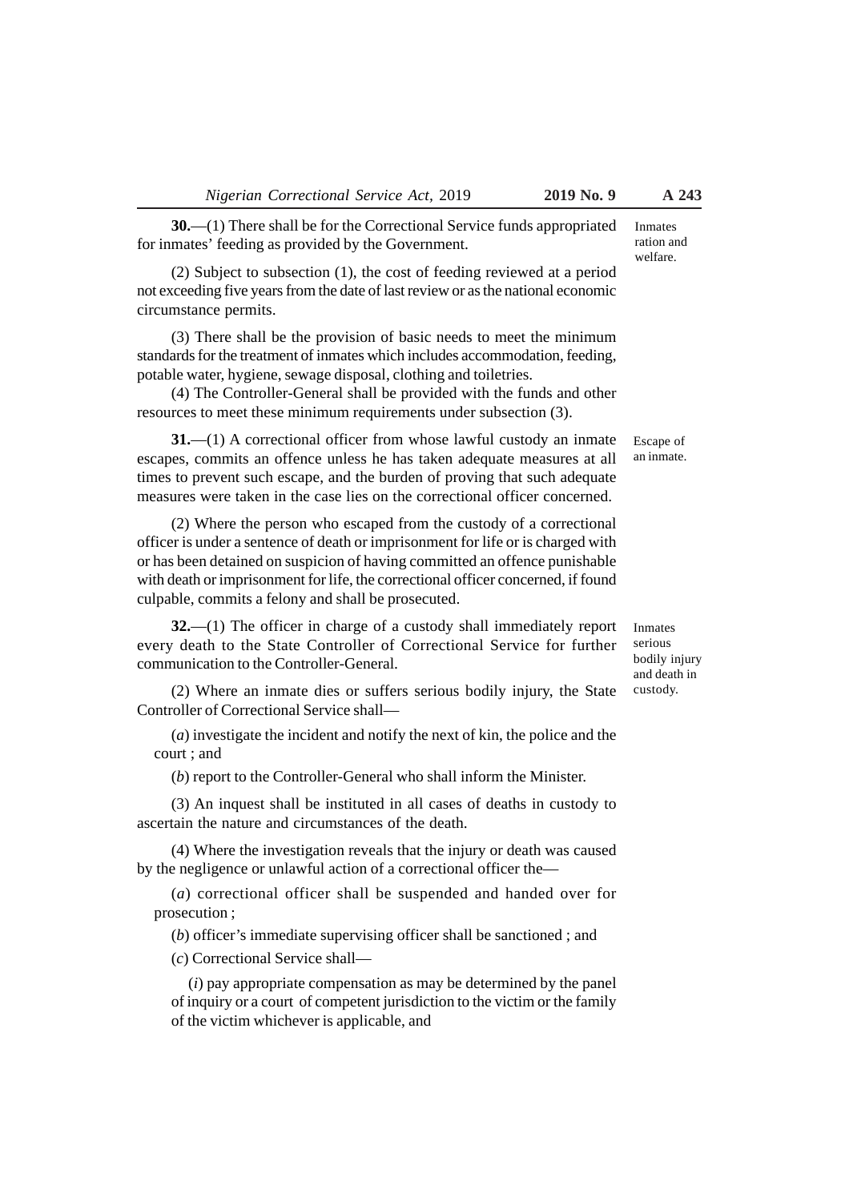**30.**—(1) There shall be for the Correctional Service funds appropriated for inmates' feeding as provided by the Government.

*Inmates ration and welfare.*

(2) Subject to subsection (1), the cost of feeding reviewed at a period not exceeding five years from the date of last review or as the national economic circumstance permits.

(3) There shall be the provision of basic needs to meet the minimum standards for the treatment of inmates which includes accommodation, feeding, potable water, hygiene, sewage disposal, clothing and toiletries.

(4) The Controller-General shall be provided with the funds and other resources to meet these minimum requirements under subsection (3).

**31.**—(1) A correctional officer from whose lawful custody an inmate escapes, commits an offence unless he has taken adequate measures at all times to prevent such escape, and the burden of proving that such adequate measures were taken in the case lies on the correctional officer concerned.

*Escape of an inmate.*

(2) Where the person who escaped from the custody of a correctional officer is under a sentence of death or imprisonment for life or is charged with or has been detained on suspicion of having committed an offence punishable with death or imprisonment for life, the correctional officer concerned, if found culpable, commits a felony and shall be prosecuted.

**32.**—(1) The officer in charge of a custody shall immediately report every death to the State Controller of Correctional Service for further communication to the Controller-General.

*Inmates serious bodily injury and death in custody.*

(2) Where an inmate dies or suffers serious bodily injury, the State Controller of Correctional Service shall—

(*a*) investigate the incident and notify the next of kin, the police and the court ; and

(*b*) report to the Controller-General who shall inform the Minister.

(3) An inquest shall be instituted in all cases of deaths in custody to ascertain the nature and circumstances of the death.

(4) Where the investigation reveals that the injury or death was caused by the negligence or unlawful action of a correctional officer the—

(*a*) correctional officer shall be suspended and handed over for prosecution ;

(*b*) officer's immediate supervising officer shall be sanctioned ; and

(*c*) Correctional Service shall—

(*i*) pay appropriate compensation as may be determined by the panel of inquiry or a court of competent jurisdiction to the victim or the family of the victim whichever is applicable, and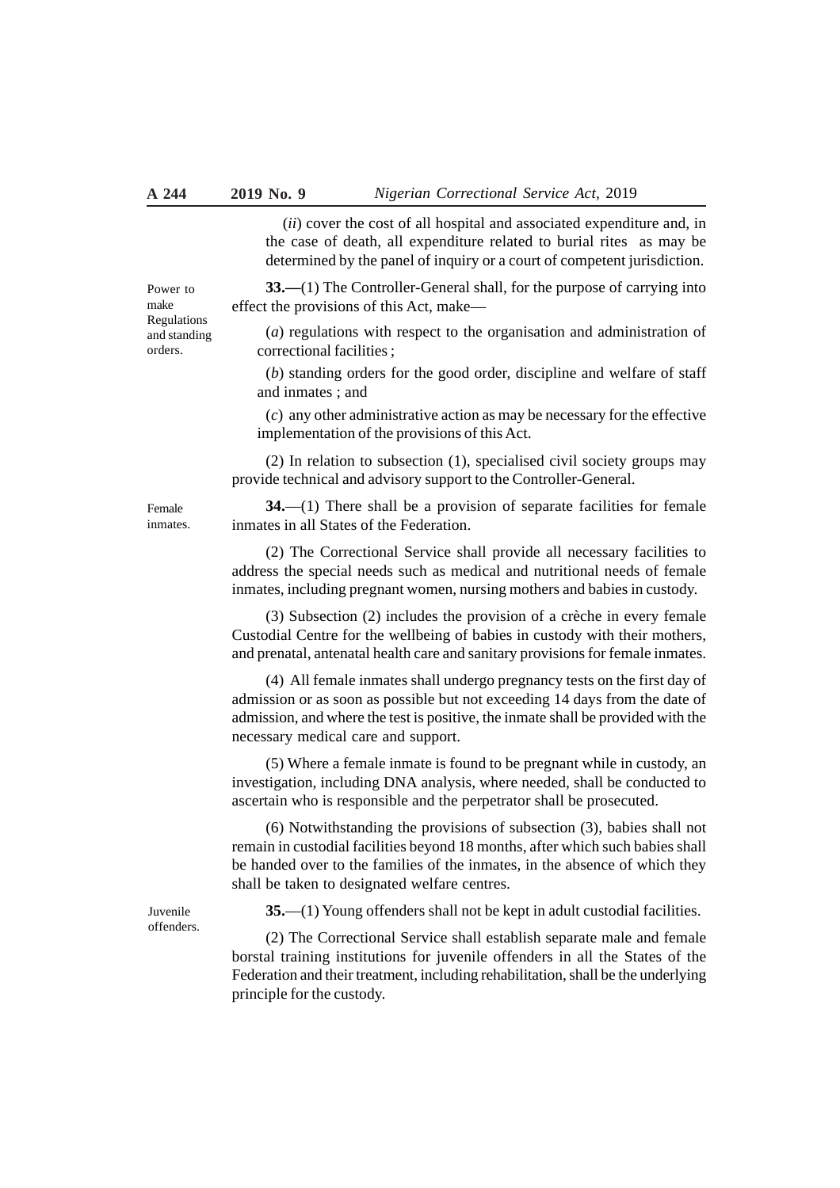(*ii*) cover the cost of all hospital and associated expenditure and, in the case of death, all expenditure related to burial rites as may be determined by the panel of inquiry or a court of competent jurisdiction.

Power to make Regulations and standing orders.

**33.—**(1) The Controller-General shall, for the purpose of carrying into effect the provisions of this Act, make—

(*a*) regulations with respect to the organisation and administration of correctional facilities ;

(*b*) standing orders for the good order, discipline and welfare of staff and inmates ; and

(*c*) any other administrative action as may be necessary for the effective implementation of the provisions of this Act.

(2) In relation to subsection (1), specialised civil society groups may provide technical and advisory support to the Controller-General.

Female inmates.

**34.**—(1) There shall be a provision of separate facilities for female inmates in all States of the Federation.

(2) The Correctional Service shall provide all necessary facilities to address the special needs such as medical and nutritional needs of female inmates, including pregnant women, nursing mothers and babies in custody.

(3) Subsection (2) includes the provision of a crèche in every female Custodial Centre for the wellbeing of babies in custody with their mothers, and prenatal, antenatal health care and sanitary provisions for female inmates.

(4) All female inmates shall undergo pregnancy tests on the first day of admission or as soon as possible but not exceeding 14 days from the date of admission, and where the test is positive, the inmate shall be provided with the necessary medical care and support.

(5) Where a female inmate is found to be pregnant while in custody, an investigation, including DNA analysis, where needed, shall be conducted to ascertain who is responsible and the perpetrator shall be prosecuted.

(6) Notwithstanding the provisions of subsection (3), babies shall not remain in custodial facilities beyond 18 months, after which such babies shall be handed over to the families of the inmates, in the absence of which they shall be taken to designated welfare centres.

Juvenile offenders.

**35.**—(1) Young offenders shall not be kept in adult custodial facilities.

(2) The Correctional Service shall establish separate male and female borstal training institutions for juvenile offenders in all the States of the Federation and their treatment, including rehabilitation, shall be the underlying principle for the custody.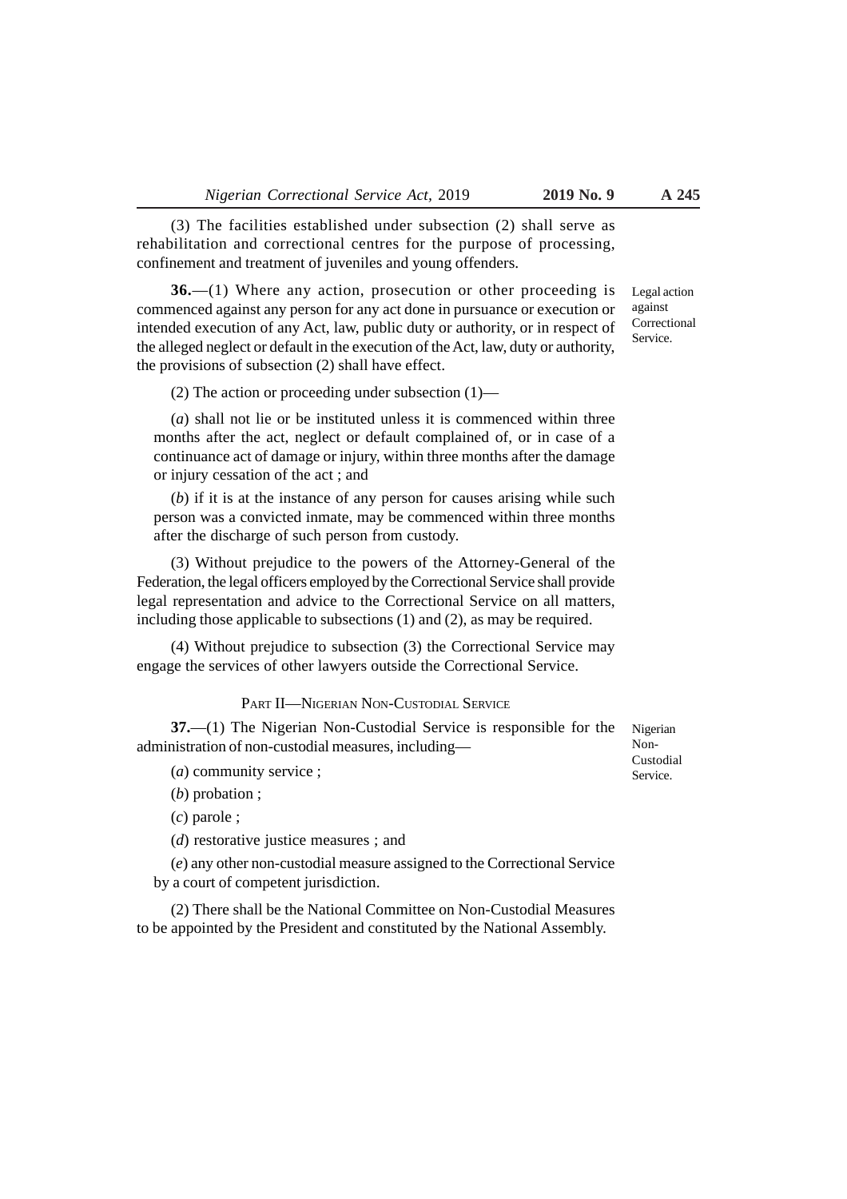(3) The facilities established under subsection (2) shall serve as rehabilitation and correctional centres for the purpose of processing, confinement and treatment of juveniles and young offenders.

Legal action against Correctional Service.

**36.**—(1) Where any action, prosecution or other proceeding is commenced against any person for any act done in pursuance or execution or intended execution of any Act, law, public duty or authority, or in respect of the alleged neglect or default in the execution of the Act, law, duty or authority, the provisions of subsection (2) shall have effect.

(2) The action or proceeding under subsection (1)—

(*a*) shall not lie or be instituted unless it is commenced within three months after the act, neglect or default complained of, or in case of a continuance act of damage or injury, within three months after the damage or injury cessation of the act ; and

(*b*) if it is at the instance of any person for causes arising while such person was a convicted inmate, may be commenced within three months after the discharge of such person from custody.

(3) Without prejudice to the powers of the Attorney-General of the Federation, the legal officers employed by the Correctional Service shall provide legal representation and advice to the Correctional Service on all matters, including those applicable to subsections (1) and (2), as may be required.

(4) Without prejudice to subsection (3) the Correctional Service may engage the services of other lawyers outside the Correctional Service.

## PART II—NIGERIAN NON-CUSTODIAL SERVICE

Nigerian Non-Custodial Service.

**37.**—(1) The Nigerian Non-Custodial Service is responsible for the administration of non-custodial measures, including—

(*a*) community service ;

(*b*) probation ;

(*c*) parole ;

(*d*) restorative justice measures ; and

(*e*) any other non-custodial measure assigned to the Correctional Service by a court of competent jurisdiction.

(2) There shall be the National Committee on Non-Custodial Measures to be appointed by the President and constituted by the National Assembly.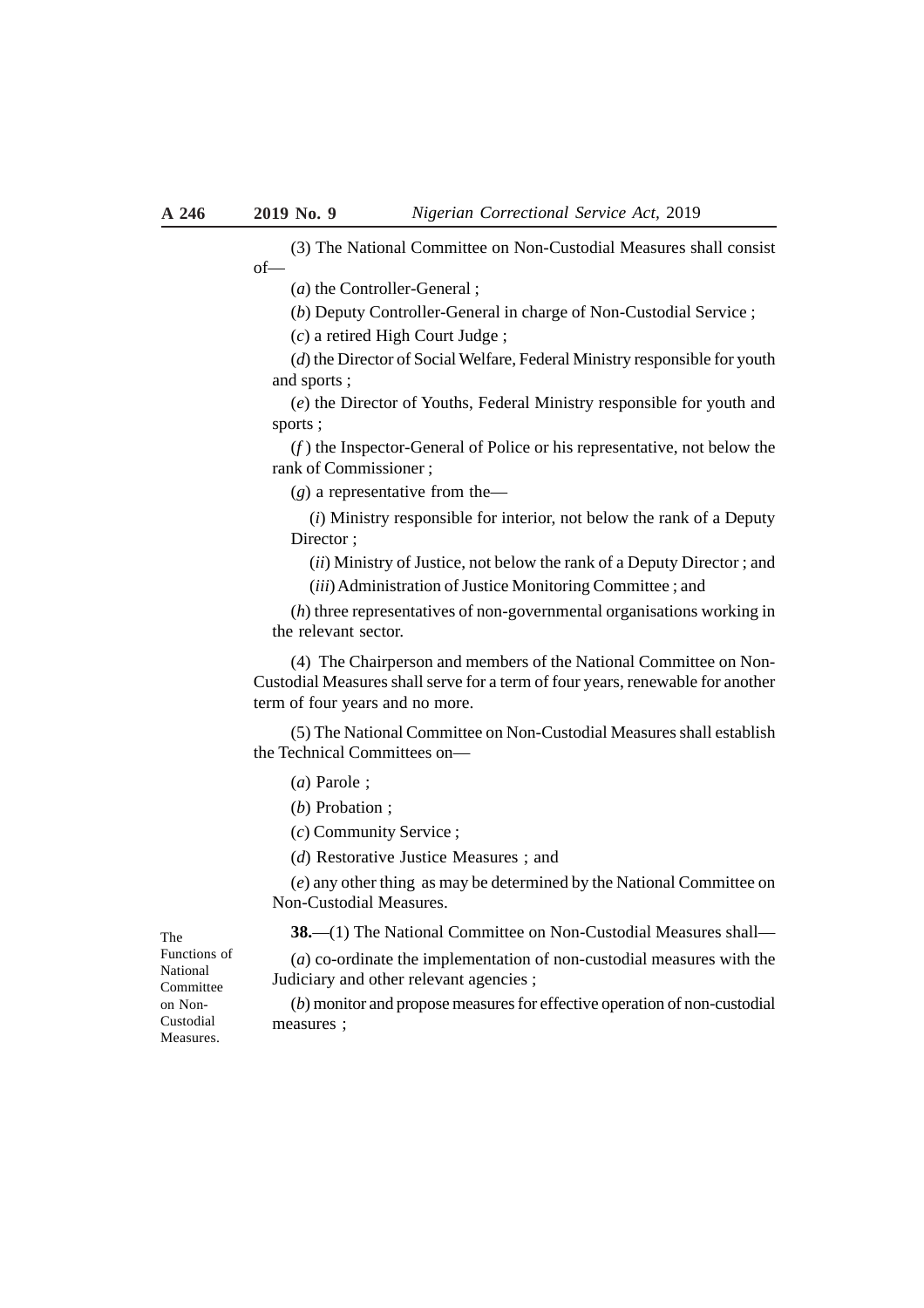(3) The National Committee on Non-Custodial Measures shall consist of—

(*a*) the Controller-General ;

(*b*) Deputy Controller-General in charge of Non-Custodial Service ;

(*c*) a retired High Court Judge ;

(*d*) the Director of Social Welfare, Federal Ministry responsible for youth and sports ;

(*e*) the Director of Youths, Federal Ministry responsible for youth and sports ;

(*f* ) the Inspector-General of Police or his representative, not below the rank of Commissioner ;

(*g*) a representative from the—

(*i*) Ministry responsible for interior, not below the rank of a Deputy Director ;

(*ii*) Ministry of Justice, not below the rank of a Deputy Director ; and

(*iii*) Administration of Justice Monitoring Committee ; and

(*h*) three representatives of non-governmental organisations working in the relevant sector.

(4) The Chairperson and members of the National Committee on Non-Custodial Measures shall serve for a term of four years, renewable for another term of four years and no more.

(5) The National Committee on Non-Custodial Measures shall establish the Technical Committees on—

(*a*) Parole ;

(*b*) Probation ;

(*c*) Community Service ;

(*d*) Restorative Justice Measures ; and

(*e*) any other thing as may be determined by the National Committee on Non-Custodial Measures.

The Functions of National Committee on Non-Custodial Measures.

**38.**—(1) The National Committee on Non-Custodial Measures shall—

(*a*) co-ordinate the implementation of non-custodial measures with the Judiciary and other relevant agencies ;

(*b*) monitor and propose measures for effective operation of non-custodial measures ;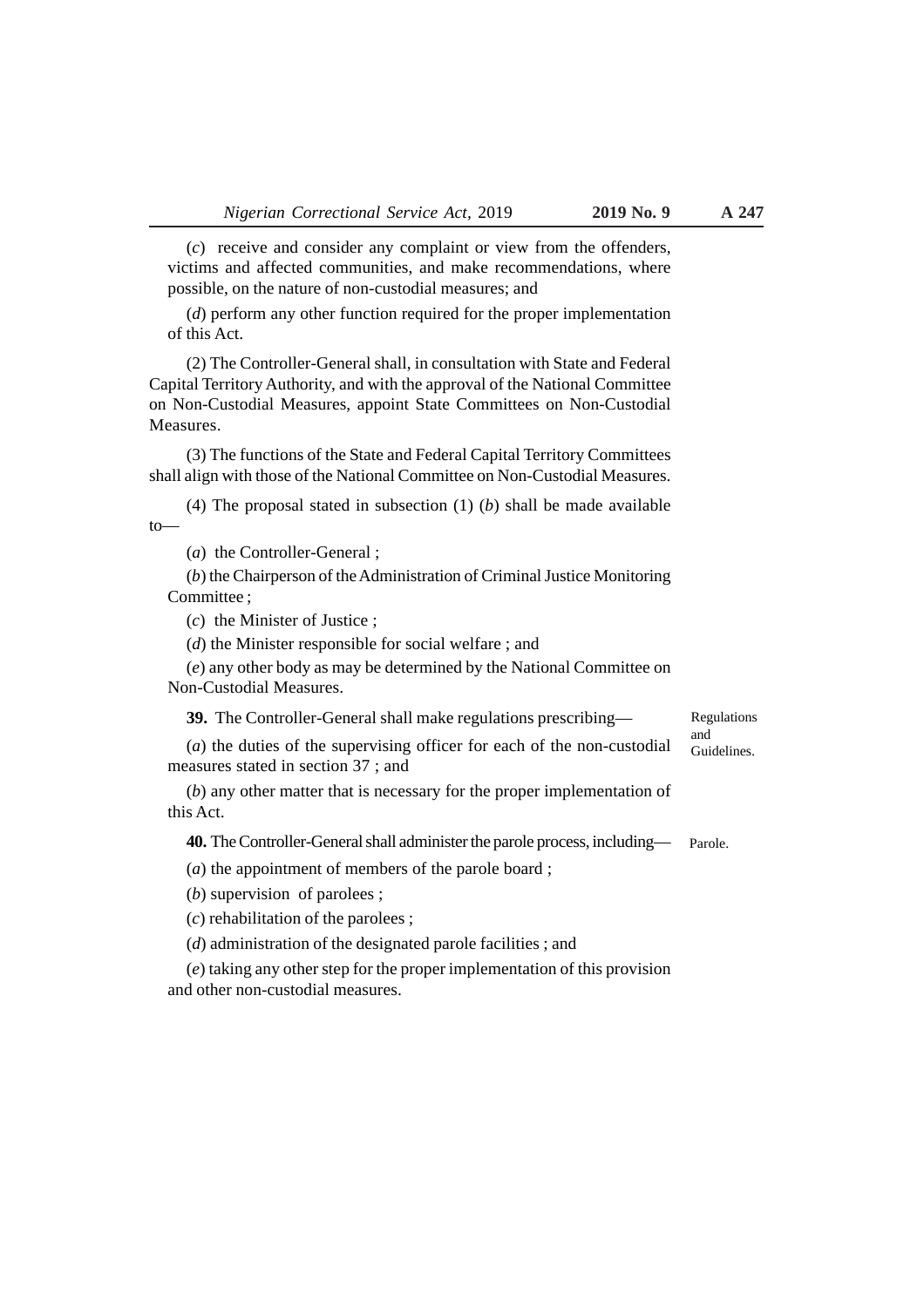(*c*) receive and consider any complaint or view from the offenders, victims and affected communities, and make recommendations, where possible, on the nature of non-custodial measures; and

(*d*) perform any other function required for the proper implementation of this Act.

(2) The Controller-General shall, in consultation with State and Federal Capital Territory Authority, and with the approval of the National Committee on Non-Custodial Measures, appoint State Committees on Non-Custodial Measures.

(3) The functions of the State and Federal Capital Territory Committees shall align with those of the National Committee on Non-Custodial Measures.

(4) The proposal stated in subsection (1) (*b*) shall be made available to—

(*a*) the Controller-General ;

(*b*) the Chairperson of the Administration of Criminal Justice Monitoring Committee ;

(*c*) the Minister of Justice ;

(*d*) the Minister responsible for social welfare ; and

(*e*) any other body as may be determined by the National Committee on Non-Custodial Measures.

Regulations and Guidelines.

**39.** The Controller-General shall make regulations prescribing—

(*a*) the duties of the supervising officer for each of the non-custodial measures stated in section 37 ; and

(*b*) any other matter that is necessary for the proper implementation of this Act.

Parole.

**40.** The Controller-General shall administer the parole process, including—

(*a*) the appointment of members of the parole board ;

(*b*) supervision of parolees ;

(*c*) rehabilitation of the parolees ;

(*d*) administration of the designated parole facilities ; and

(*e*) taking any other step for the proper implementation of this provision and other non-custodial measures.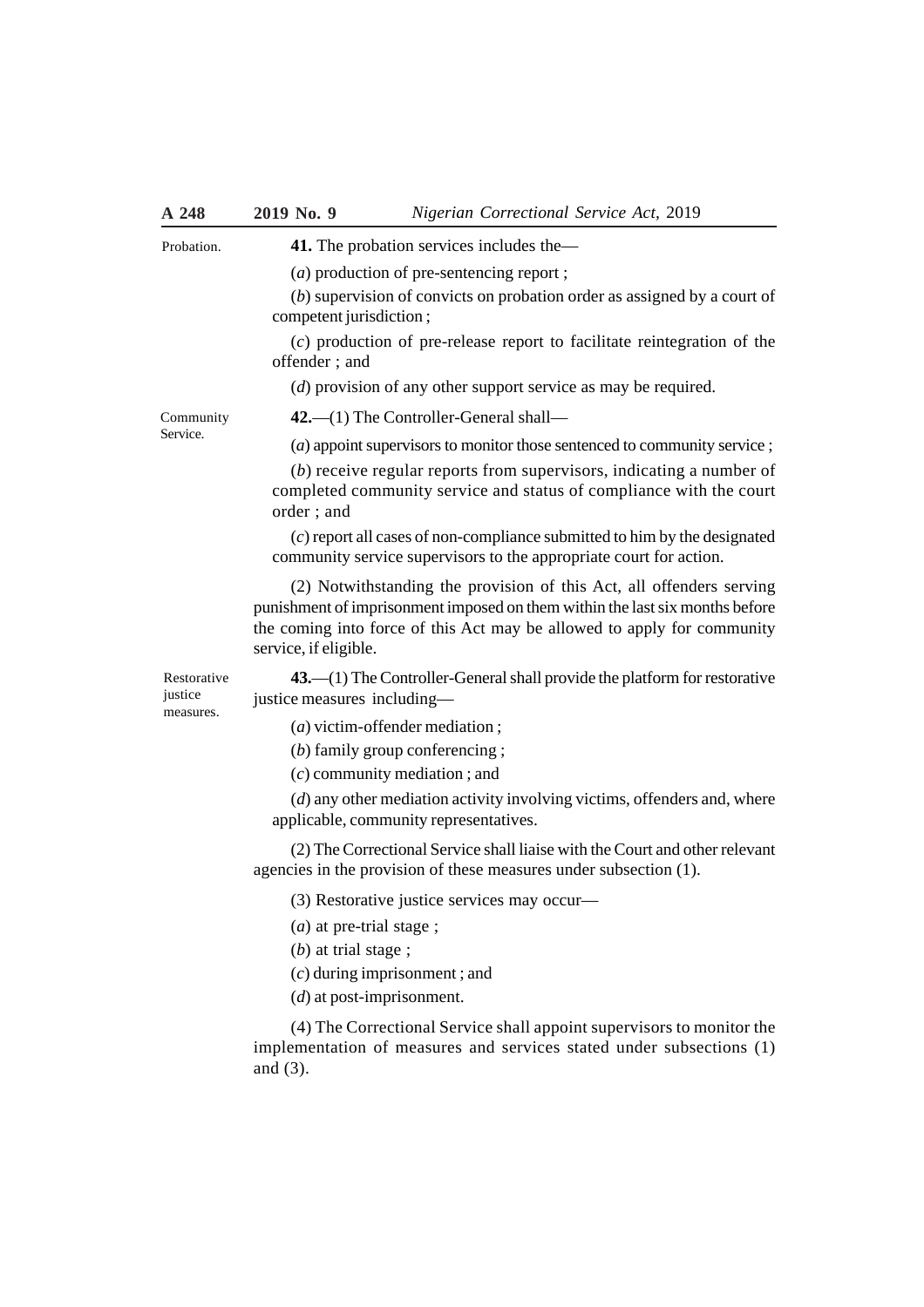*Probation.*

**41.** The probation services includes the—

(*a*) production of pre-sentencing report ;

(*b*) supervision of convicts on probation order as assigned by a court of competent jurisdiction ;

(*c*) production of pre-release report to facilitate reintegration of the offender ; and

(*d*) provision of any other support service as may be required.

*Community Service.*

**42.**—(1) The Controller-General shall—

(*a*) appoint supervisors to monitor those sentenced to community service ;

(*b*) receive regular reports from supervisors, indicating a number of completed community service and status of compliance with the court order ; and

(*c*) report all cases of non-compliance submitted to him by the designated community service supervisors to the appropriate court for action.

(2) Notwithstanding the provision of this Act, all offenders serving punishment of imprisonment imposed on them within the last six months before the coming into force of this Act may be allowed to apply for community service, if eligible.

*Restorative justice measures.*

**43.**—(1) The Controller-General shall provide the platform for restorative justice measures including—

(*a*) victim-offender mediation ;

(*b*) family group conferencing ;

(*c*) community mediation ; and

(*d*) any other mediation activity involving victims, offenders and, where applicable, community representatives.

(2) The Correctional Service shall liaise with the Court and other relevant agencies in the provision of these measures under subsection (1).

(3) Restorative justice services may occur—

(*a*) at pre-trial stage ;

(*b*) at trial stage ;

(*c*) during imprisonment ; and

(*d*) at post-imprisonment.

(4) The Correctional Service shall appoint supervisors to monitor the implementation of measures and services stated under subsections (1) and (3).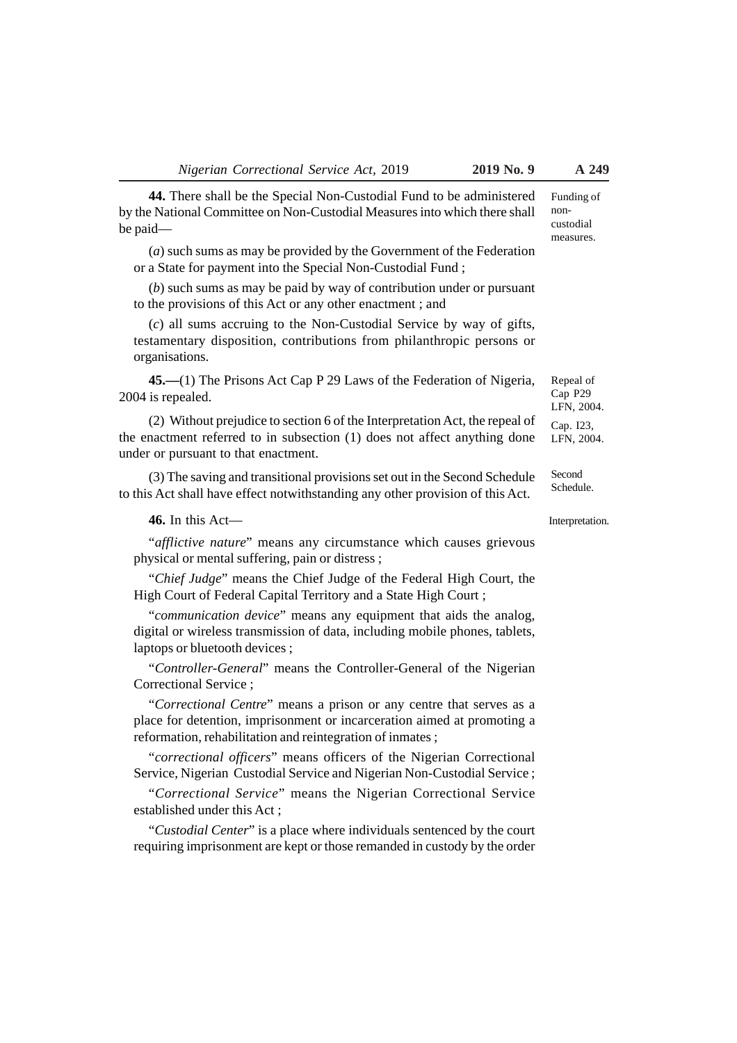**44.** There shall be the Special Non-Custodial Fund to be administered by the National Committee on Non-Custodial Measures into which there shall be paid—

Funding of non-custodial measures.

(*a*) such sums as may be provided by the Government of the Federation or a State for payment into the Special Non-Custodial Fund ;

(*b*) such sums as may be paid by way of contribution under or pursuant to the provisions of this Act or any other enactment ; and

(*c*) all sums accruing to the Non-Custodial Service by way of gifts, testamentary disposition, contributions from philanthropic persons or organisations.

**45.—**(1) The Prisons Act Cap P 29 Laws of the Federation of Nigeria, 2004 is repealed.

Repeal of Cap P29 LFN, 2004.

(2) Without prejudice to section 6 of the Interpretation Act, the repeal of the enactment referred to in subsection (1) does not affect anything done under or pursuant to that enactment.

Cap. I23, LFN, 2004.

(3) The saving and transitional provisions set out in the Second Schedule to this Act shall have effect notwithstanding any other provision of this Act.

Second Schedule.

**46.** In this Act—

Interpretation.

"*afflictive nature*" means any circumstance which causes grievous physical or mental suffering, pain or distress ;

"*Chief Judge*" means the Chief Judge of the Federal High Court, the High Court of Federal Capital Territory and a State High Court ;

"*communication device*" means any equipment that aids the analog, digital or wireless transmission of data, including mobile phones, tablets, laptops or bluetooth devices ;

"*Controller-General*" means the Controller-General of the Nigerian Correctional Service ;

"*Correctional Centre*" means a prison or any centre that serves as a place for detention, imprisonment or incarceration aimed at promoting a reformation, rehabilitation and reintegration of inmates ;

"*correctional officers*" means officers of the Nigerian Correctional Service, Nigerian Custodial Service and Nigerian Non-Custodial Service ;

"*Correctional Service*" means the Nigerian Correctional Service established under this Act ;

"*Custodial Center*" is a place where individuals sentenced by the court requiring imprisonment are kept or those remanded in custody by the order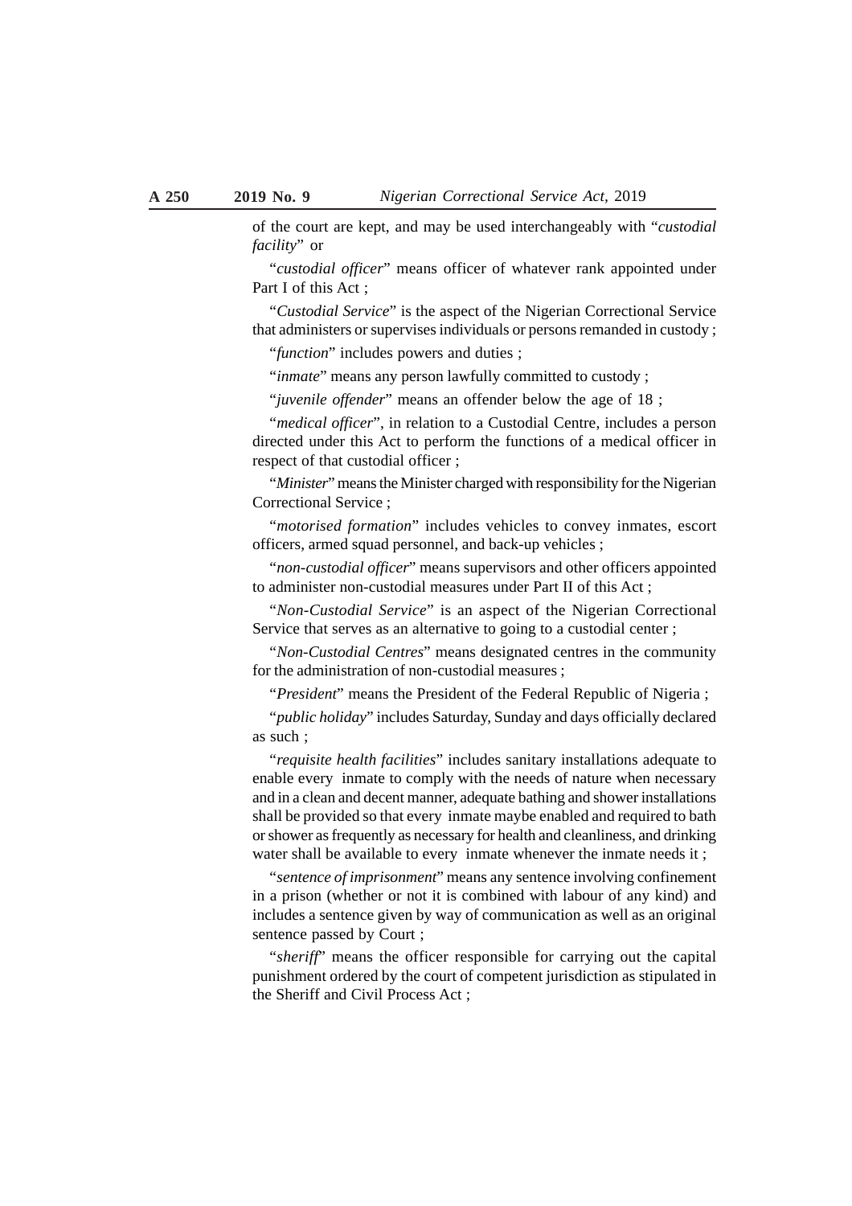of the court are kept, and may be used interchangeably with "*custodial facility*" or

"*custodial officer*" means officer of whatever rank appointed under Part I of this Act ;

"*Custodial Service*" is the aspect of the Nigerian Correctional Service that administers or supervises individuals or persons remanded in custody ;

"*function*" includes powers and duties ;

"*inmate*" means any person lawfully committed to custody ;

"*juvenile offender*" means an offender below the age of 18 ;

"*medical officer*", in relation to a Custodial Centre, includes a person directed under this Act to perform the functions of a medical officer in respect of that custodial officer ;

"*Minister*" means the Minister charged with responsibility for the Nigerian Correctional Service ;

"*motorised formation*" includes vehicles to convey inmates, escort officers, armed squad personnel, and back-up vehicles ;

"*non-custodial officer*" means supervisors and other officers appointed to administer non-custodial measures under Part II of this Act ;

"*Non-Custodial Service*" is an aspect of the Nigerian Correctional Service that serves as an alternative to going to a custodial center ;

"*Non-Custodial Centres*" means designated centres in the community for the administration of non-custodial measures ;

"*President*" means the President of the Federal Republic of Nigeria ;

"*public holiday*" includes Saturday, Sunday and days officially declared as such ;

"*requisite health facilities*" includes sanitary installations adequate to enable every inmate to comply with the needs of nature when necessary and in a clean and decent manner, adequate bathing and shower installations shall be provided so that every inmate maybe enabled and required to bath or shower as frequently as necessary for health and cleanliness, and drinking water shall be available to every inmate whenever the inmate needs it ;

"*sentence of imprisonment*" means any sentence involving confinement in a prison (whether or not it is combined with labour of any kind) and includes a sentence given by way of communication as well as an original sentence passed by Court ;

"*sheriff*" means the officer responsible for carrying out the capital punishment ordered by the court of competent jurisdiction as stipulated in the Sheriff and Civil Process Act ;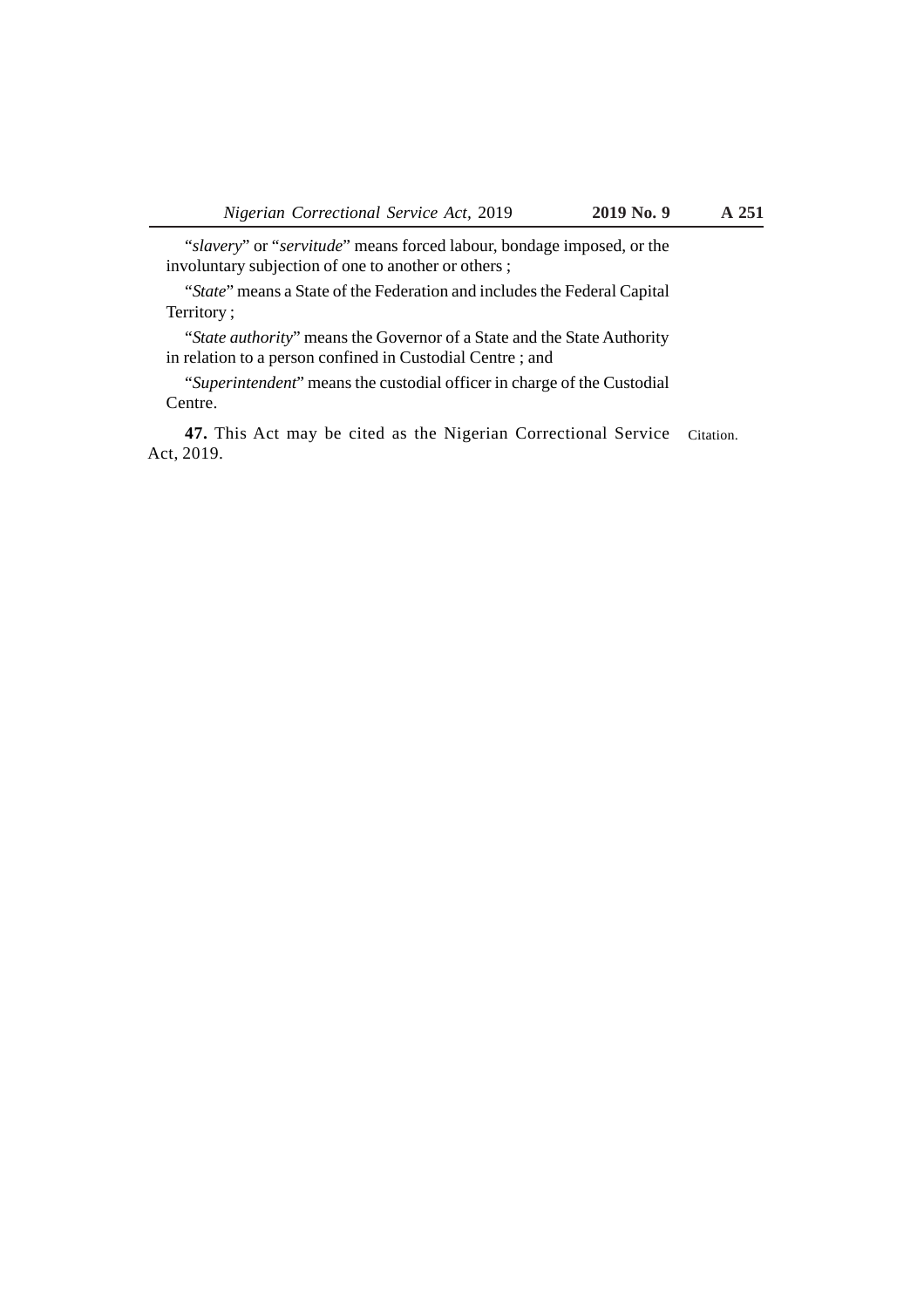"*slavery*" or "*servitude*" means forced labour, bondage imposed, or the involuntary subjection of one to another or others ;

"*State*" means a State of the Federation and includes the Federal Capital Territory ;

"*State authority*" means the Governor of a State and the State Authority in relation to a person confined in Custodial Centre ; and

"*Superintendent*" means the custodial officer in charge of the Custodial Centre.

**47.** This Act may be cited as the Nigerian Correctional Service Act, 2019. — Citation.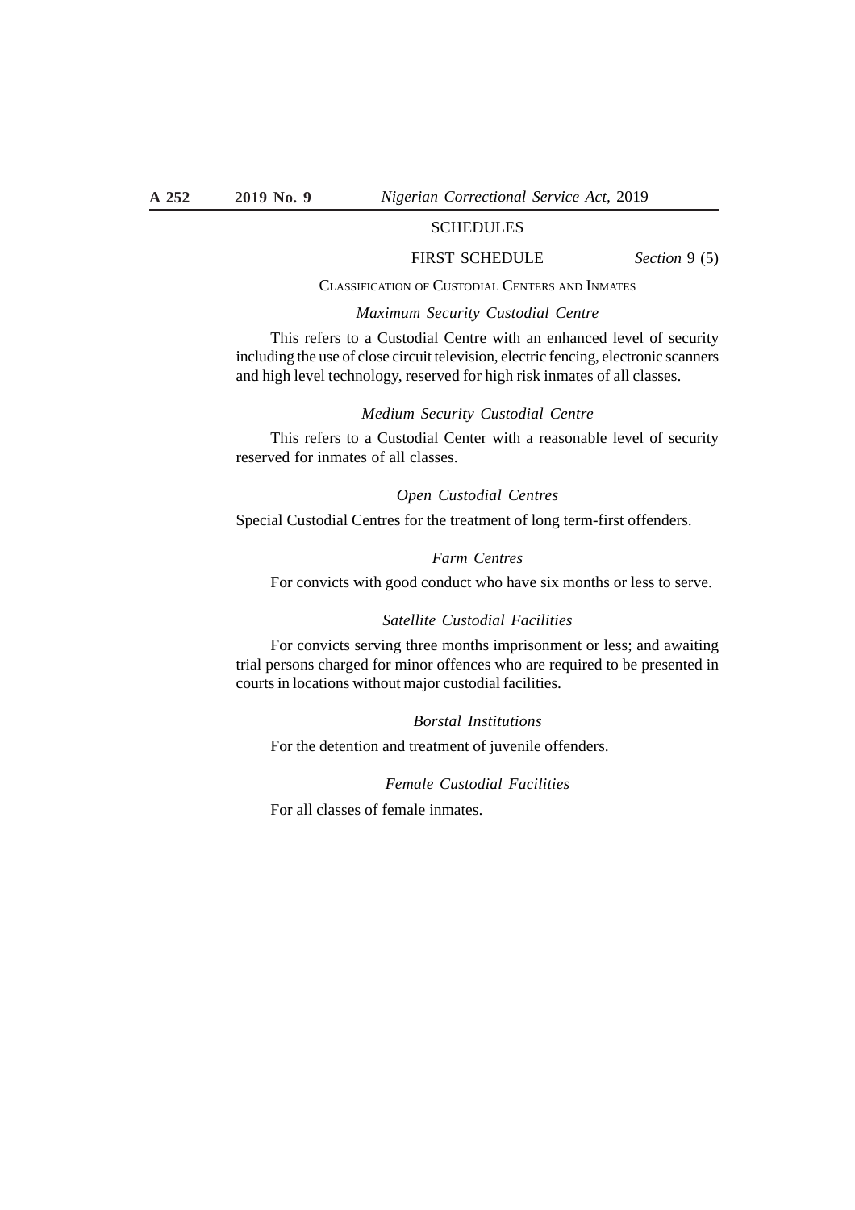# SCHEDULES

## FIRST SCHEDULE

*Section* 9 (5)

### CLASSIFICATION OF CUSTODIAL CENTERS AND INMATES

*Maximum Security Custodial Centre*

This refers to a Custodial Centre with an enhanced level of security including the use of close circuit television, electric fencing, electronic scanners and high level technology, reserved for high risk inmates of all classes.

*Medium Security Custodial Centre*

This refers to a Custodial Center with a reasonable level of security reserved for inmates of all classes.

*Open Custodial Centres*

Special Custodial Centres for the treatment of long term-first offenders.

*Farm Centres*

For convicts with good conduct who have six months or less to serve.

*Satellite Custodial Facilities*

For convicts serving three months imprisonment or less; and awaiting trial persons charged for minor offences who are required to be presented in courts in locations without major custodial facilities.

*Borstal Institutions*

For the detention and treatment of juvenile offenders.

*Female Custodial Facilities*

For all classes of female inmates.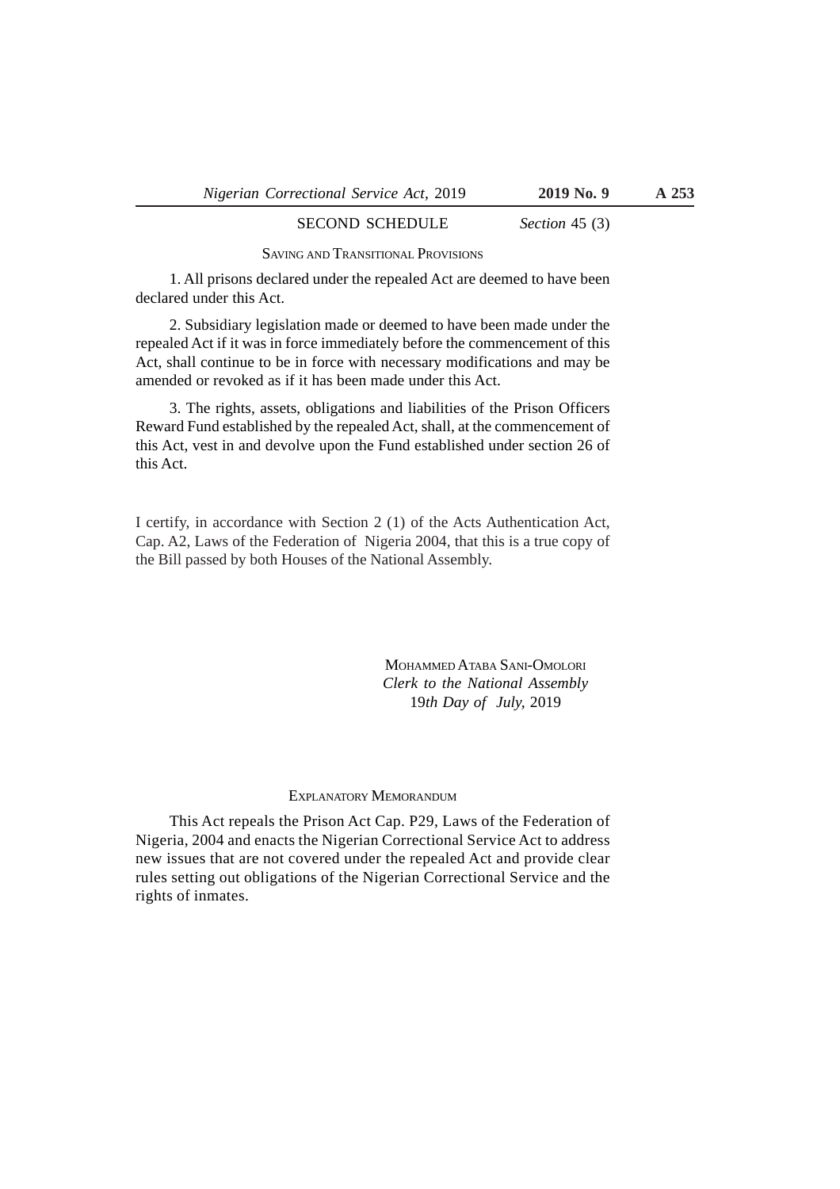## SECOND SCHEDULE

*Section* 45 (3)

### Saving and Transitional Provisions

1. All prisons declared under the repealed Act are deemed to have been declared under this Act.

2. Subsidiary legislation made or deemed to have been made under the repealed Act if it was in force immediately before the commencement of this Act, shall continue to be in force with necessary modifications and may be amended or revoked as if it has been made under this Act.

3. The rights, assets, obligations and liabilities of the Prison Officers Reward Fund established by the repealed Act, shall, at the commencement of this Act, vest in and devolve upon the Fund established under section 26 of this Act.

I certify, in accordance with Section 2 (1) of the Acts Authentication Act, Cap. A2, Laws of the Federation of Nigeria 2004, that this is a true copy of the Bill passed by both Houses of the National Assembly.

Mohammed Ataba Sani-Omolori
*Clerk to the National Assembly*
19*th Day of July,* 2019

### Explanatory Memorandum

This Act repeals the Prison Act Cap. P29, Laws of the Federation of Nigeria, 2004 and enacts the Nigerian Correctional Service Act to address new issues that are not covered under the repealed Act and provide clear rules setting out obligations of the Nigerian Correctional Service and the rights of inmates.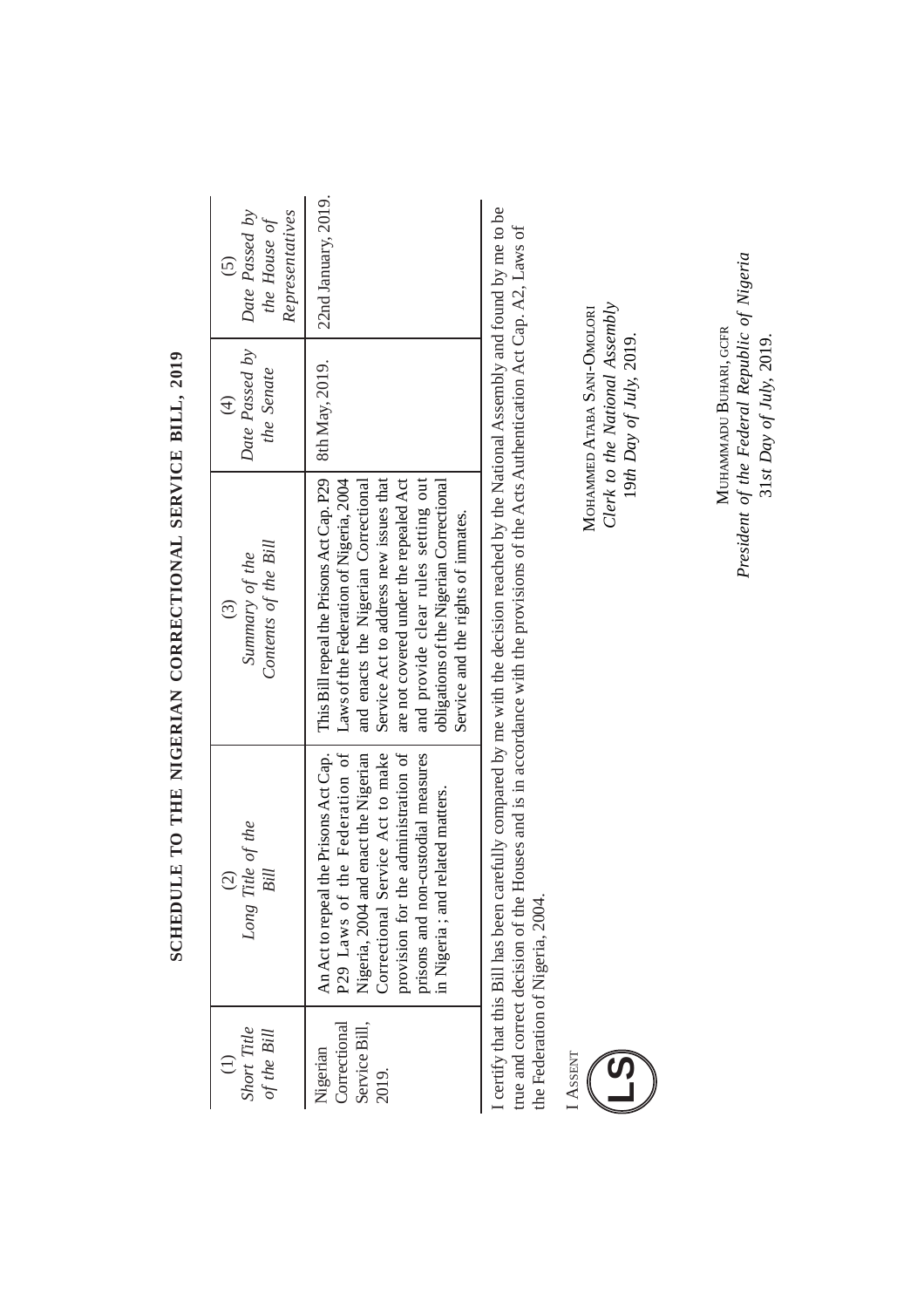# SCHEDULE TO THE NIGERIAN CORRECTIONAL SERVICE BILL, 2019

| (1) *Short Title of the Bill* | (2) *Long Title of the Bill* | (3) *Summary of the Contents of the Bill* | (4) *Date Passed by the Senate* | (5) *Date Passed by the House of Representatives* |
|---|---|---|---|---|
| Nigerian Correctional Service Bill, 2019. | An Act to repeal the Prisons Act Cap. P29 Laws of the Federation of Nigeria, 2004 and enact the Nigerian Correctional Service Act to make provision for the administration of prisons and non-custodial measures in Nigeria ; and related matters. | This Bill repeal the Prisons Act Cap. P29 Laws of the Federation of Nigeria, 2004 and enacts the Nigerian Correctional Service Act to address new issues that are not covered under the repealed Act and provide clear rules setting out obligations of the Nigerian Correctional Service and the rights of inmates. | 8th May, 2019. | 22nd January, 2019. |

I certify that this Bill has been carefully compared by me with the decision reached by the National Assembly and found by me to be true and correct decision of the Houses and is in accordance with the provisions of the Acts Authentication Act Cap. A2, Laws of the Federation of Nigeria, 2004.

MOHAMMED ATABA SANI-OMOLORI
*Clerk to the National Assembly*
19*th Day of July,* 2019.

I ASSENT

LS

MUHAMMADU BUHARI, GCFR
*President of the Federal Republic of Nigeria*
31*st Day of July,* 2019.